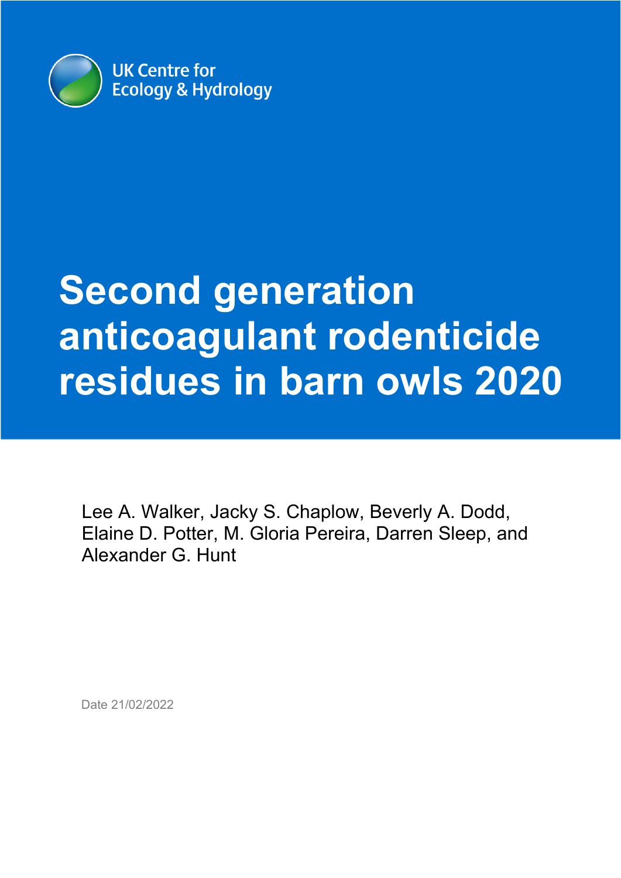UK Centre for Ecology & Hydrology

# Second generation anticoagulant rodenticide residues in barn owls 2020

Lee A. Walker, Jacky S. Chaplow, Beverly A. Dodd, Elaine D. Potter, M. Gloria Pereira, Darren Sleep, and Alexander G. Hunt

Date 21/02/2022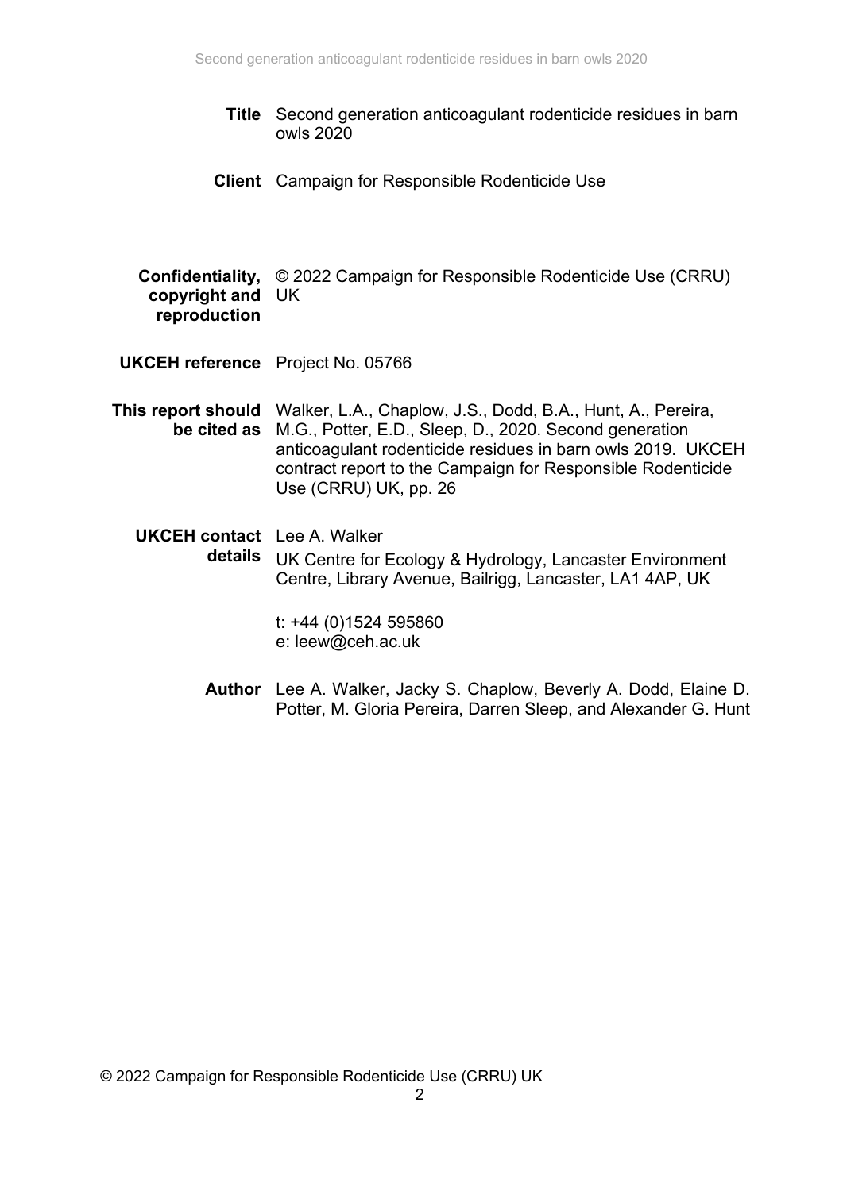| | |
|---|---|
| **Title** | Second generation anticoagulant rodenticide residues in barn owls 2020 |
| **Client** | Campaign for Responsible Rodenticide Use |
| **Confidentiality, copyright and reproduction** | © 2022 Campaign for Responsible Rodenticide Use (CRRU) UK |
| **UKCEH reference** | Project No. 05766 |
| **This report should be cited as** | Walker, L.A., Chaplow, J.S., Dodd, B.A., Hunt, A., Pereira, M.G., Potter, E.D., Sleep, D., 2020. Second generation anticoagulant rodenticide residues in barn owls 2019. UKCEH contract report to the Campaign for Responsible Rodenticide Use (CRRU) UK, pp. 26 |
| **UKCEH contact details** | Lee A. Walker<br>UK Centre for Ecology & Hydrology, Lancaster Environment Centre, Library Avenue, Bailrigg, Lancaster, LA1 4AP, UK<br><br>t: +44 (0)1524 595860<br>e: leew@ceh.ac.uk |
| **Author** | Lee A. Walker, Jacky S. Chaplow, Beverly A. Dodd, Elaine D. Potter, M. Gloria Pereira, Darren Sleep, and Alexander G. Hunt |

© 2022 Campaign for Responsible Rodenticide Use (CRRU) UK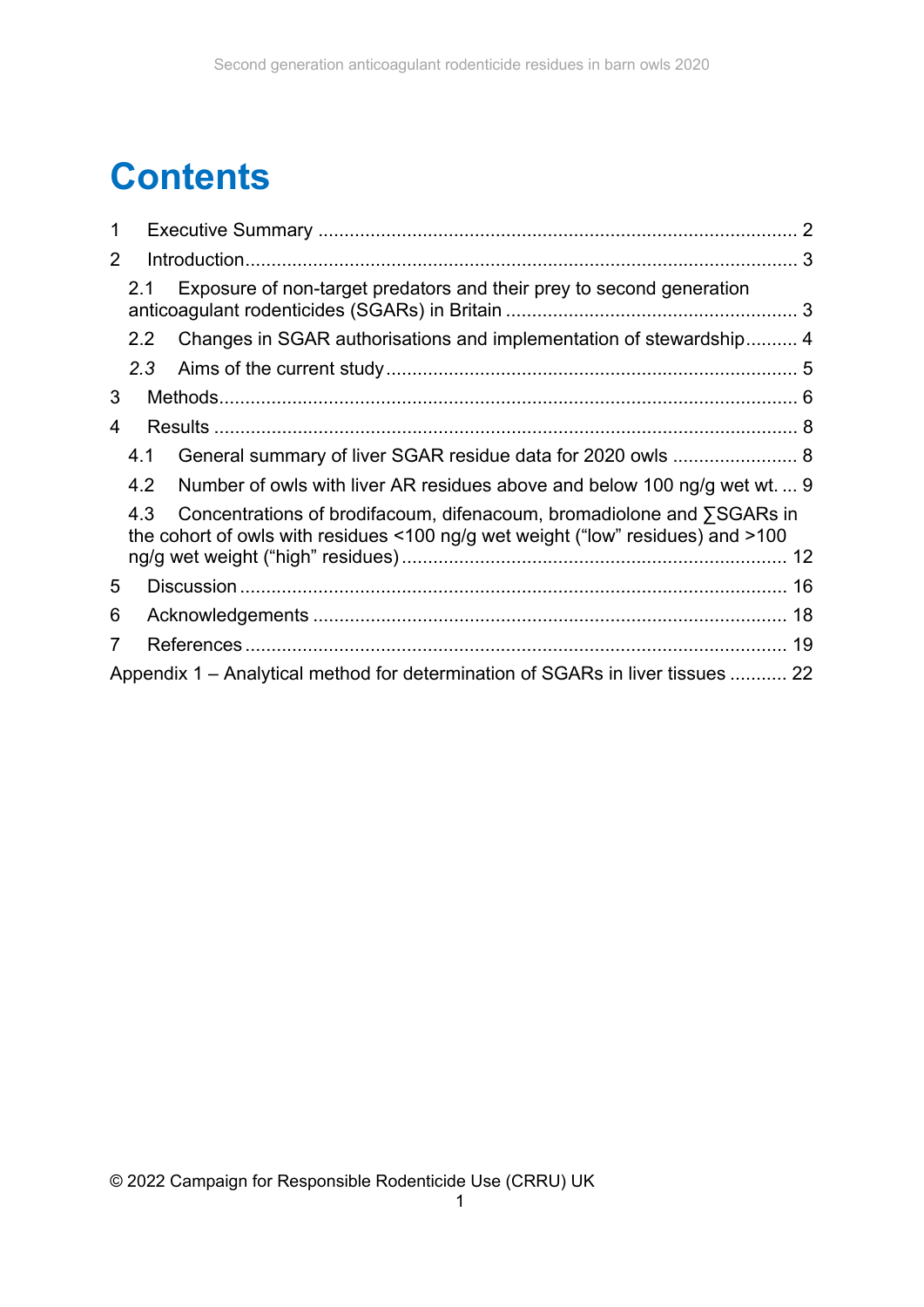# Contents

1 Executive Summary .......................................................................................... 2

2 Introduction......................................................................................................... 3

2.1 Exposure of non-target predators and their prey to second generation anticoagulant rodenticides (SGARs) in Britain ....................................................... 3

2.2 Changes in SGAR authorisations and implementation of stewardship.......... 4

*2.3* Aims of the current study .............................................................................. 5

3 Methods............................................................................................................. 6

4 Results .............................................................................................................. 8

4.1 General summary of liver SGAR residue data for 2020 owls ........................ 8

4.2 Number of owls with liver AR residues above and below 100 ng/g wet wt. ... 9

4.3 Concentrations of brodifacoum, difenacoum, bromadiolone and ∑SGARs in the cohort of owls with residues <100 ng/g wet weight (“low” residues) and >100 ng/g wet weight (“high” residues) ......................................................................... 12

5 Discussion ....................................................................................................... 16

6 Acknowledgements .......................................................................................... 18

7 References ...................................................................................................... 19

Appendix 1 – Analytical method for determination of SGARs in liver tissues ........... 22

© 2022 Campaign for Responsible Rodenticide Use (CRRU) UK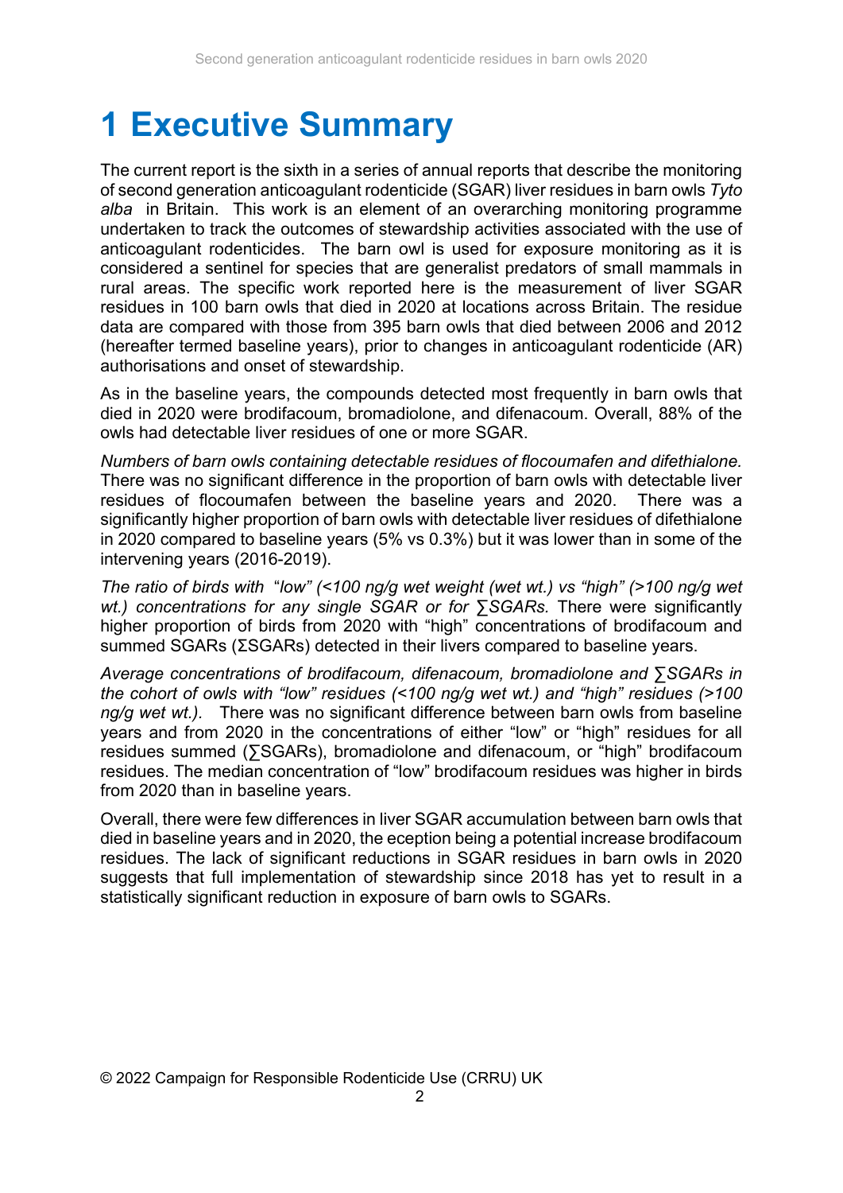# 1 Executive Summary

The current report is the sixth in a series of annual reports that describe the monitoring of second generation anticoagulant rodenticide (SGAR) liver residues in barn owls *Tyto alba* in Britain. This work is an element of an overarching monitoring programme undertaken to track the outcomes of stewardship activities associated with the use of anticoagulant rodenticides. The barn owl is used for exposure monitoring as it is considered a sentinel for species that are generalist predators of small mammals in rural areas. The specific work reported here is the measurement of liver SGAR residues in 100 barn owls that died in 2020 at locations across Britain. The residue data are compared with those from 395 barn owls that died between 2006 and 2012 (hereafter termed baseline years), prior to changes in anticoagulant rodenticide (AR) authorisations and onset of stewardship.

As in the baseline years, the compounds detected most frequently in barn owls that died in 2020 were brodifacoum, bromadiolone, and difenacoum. Overall, 88% of the owls had detectable liver residues of one or more SGAR.

*Numbers of barn owls containing detectable residues of flocoumafen and difethialone.* There was no significant difference in the proportion of barn owls with detectable liver residues of flocoumafen between the baseline years and 2020. There was a significantly higher proportion of barn owls with detectable liver residues of difethialone in 2020 compared to baseline years (5% vs 0.3%) but it was lower than in some of the intervening years (2016-2019).

*The ratio of birds with "low" (<100 ng/g wet weight (wet wt.) vs "high" (>100 ng/g wet wt.) concentrations for any single SGAR or for ∑SGARs.* There were significantly higher proportion of birds from 2020 with "high" concentrations of brodifacoum and summed SGARs (ΣSGARs) detected in their livers compared to baseline years.

*Average concentrations of brodifacoum, difenacoum, bromadiolone and ∑SGARs in the cohort of owls with "low" residues (<100 ng/g wet wt.) and "high" residues (>100 ng/g wet wt.).* There was no significant difference between barn owls from baseline years and from 2020 in the concentrations of either "low" or "high" residues for all residues summed (∑SGARs), bromadiolone and difenacoum, or "high" brodifacoum residues. The median concentration of "low" brodifacoum residues was higher in birds from 2020 than in baseline years.

Overall, there were few differences in liver SGAR accumulation between barn owls that died in baseline years and in 2020, the eception being a potential increase brodifacoum residues. The lack of significant reductions in SGAR residues in barn owls in 2020 suggests that full implementation of stewardship since 2018 has yet to result in a statistically significant reduction in exposure of barn owls to SGARs.

© 2022 Campaign for Responsible Rodenticide Use (CRRU) UK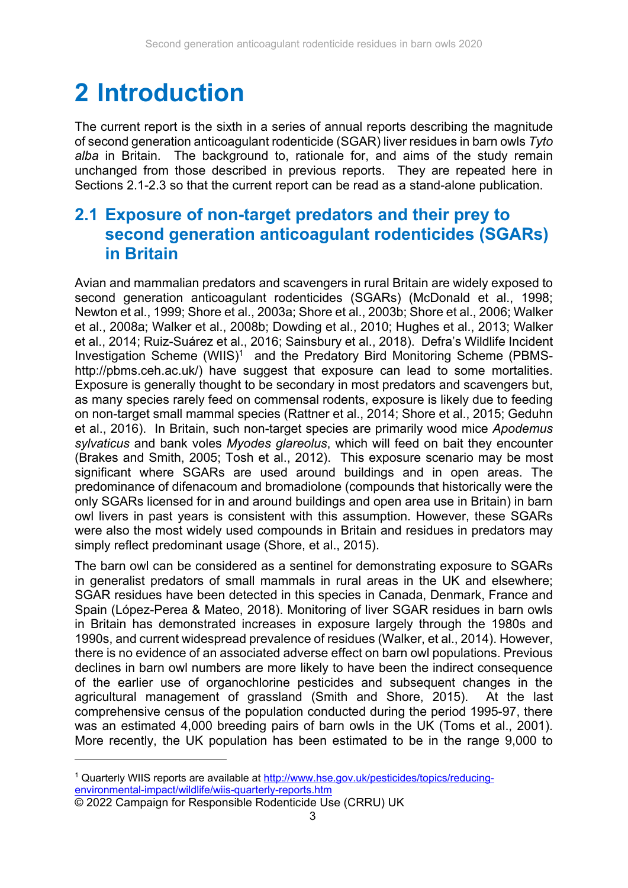# 2 Introduction

The current report is the sixth in a series of annual reports describing the magnitude of second generation anticoagulant rodenticide (SGAR) liver residues in barn owls *Tyto alba* in Britain. The background to, rationale for, and aims of the study remain unchanged from those described in previous reports. They are repeated here in Sections 2.1-2.3 so that the current report can be read as a stand-alone publication.

## 2.1 Exposure of non-target predators and their prey to second generation anticoagulant rodenticides (SGARs) in Britain

Avian and mammalian predators and scavengers in rural Britain are widely exposed to second generation anticoagulant rodenticides (SGARs) (McDonald et al., 1998; Newton et al., 1999; Shore et al., 2003a; Shore et al., 2003b; Shore et al., 2006; Walker et al., 2008a; Walker et al., 2008b; Dowding et al., 2010; Hughes et al., 2013; Walker et al., 2014; Ruiz-Suárez et al., 2016; Sainsbury et al., 2018). Defra's Wildlife Incident Investigation Scheme (WIIS)[1] and the Predatory Bird Monitoring Scheme (PBMS-http://pbms.ceh.ac.uk/) have suggest that exposure can lead to some mortalities. Exposure is generally thought to be secondary in most predators and scavengers but, as many species rarely feed on commensal rodents, exposure is likely due to feeding on non-target small mammal species (Rattner et al., 2014; Shore et al., 2015; Geduhn et al., 2016). In Britain, such non-target species are primarily wood mice *Apodemus sylvaticus* and bank voles *Myodes glareolus*, which will feed on bait they encounter (Brakes and Smith, 2005; Tosh et al., 2012). This exposure scenario may be most significant where SGARs are used around buildings and in open areas. The predominance of difenacoum and bromadiolone (compounds that historically were the only SGARs licensed for in and around buildings and open area use in Britain) in barn owl livers in past years is consistent with this assumption. However, these SGARs were also the most widely used compounds in Britain and residues in predators may simply reflect predominant usage (Shore, et al., 2015).

The barn owl can be considered as a sentinel for demonstrating exposure to SGARs in generalist predators of small mammals in rural areas in the UK and elsewhere; SGAR residues have been detected in this species in Canada, Denmark, France and Spain (López-Perea & Mateo, 2018). Monitoring of liver SGAR residues in barn owls in Britain has demonstrated increases in exposure largely through the 1980s and 1990s, and current widespread prevalence of residues (Walker, et al., 2014). However, there is no evidence of an associated adverse effect on barn owl populations. Previous declines in barn owl numbers are more likely to have been the indirect consequence of the earlier use of organochlorine pesticides and subsequent changes in the agricultural management of grassland (Smith and Shore, 2015). At the last comprehensive census of the population conducted during the period 1995-97, there was an estimated 4,000 breeding pairs of barn owls in the UK (Toms et al., 2001). More recently, the UK population has been estimated to be in the range 9,000 to

[1] Quarterly WIIS reports are available at http://www.hse.gov.uk/pesticides/topics/reducing-environmental-impact/wildlife/wiis-quarterly-reports.htm

© 2022 Campaign for Responsible Rodenticide Use (CRRU) UK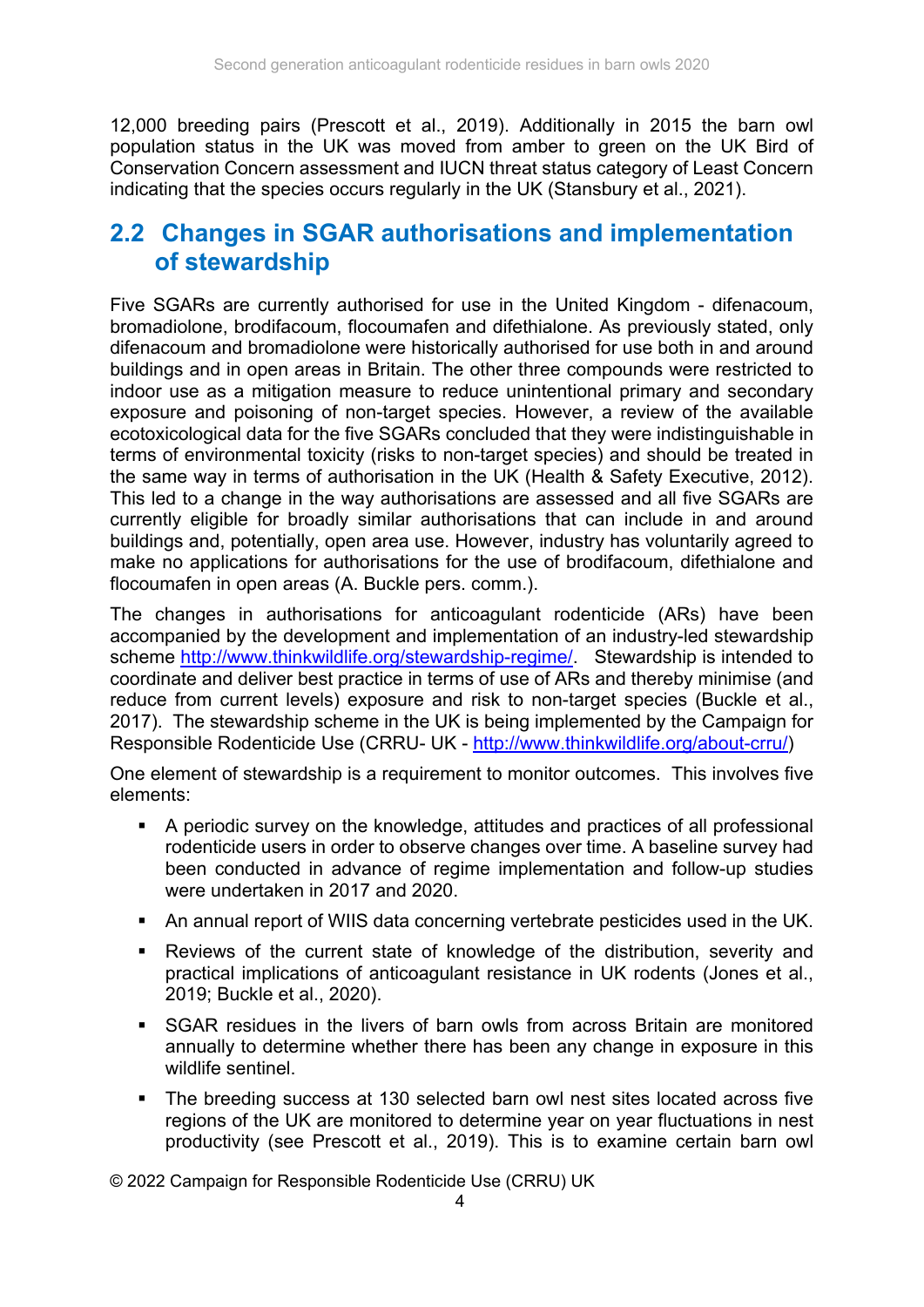12,000 breeding pairs (Prescott et al., 2019). Additionally in 2015 the barn owl population status in the UK was moved from amber to green on the UK Bird of Conservation Concern assessment and IUCN threat status category of Least Concern indicating that the species occurs regularly in the UK (Stansbury et al., 2021).

## 2.2 Changes in SGAR authorisations and implementation of stewardship

Five SGARs are currently authorised for use in the United Kingdom - difenacoum, bromadiolone, brodifacoum, flocoumafen and difethialone. As previously stated, only difenacoum and bromadiolone were historically authorised for use both in and around buildings and in open areas in Britain. The other three compounds were restricted to indoor use as a mitigation measure to reduce unintentional primary and secondary exposure and poisoning of non-target species. However, a review of the available ecotoxicological data for the five SGARs concluded that they were indistinguishable in terms of environmental toxicity (risks to non-target species) and should be treated in the same way in terms of authorisation in the UK (Health & Safety Executive, 2012). This led to a change in the way authorisations are assessed and all five SGARs are currently eligible for broadly similar authorisations that can include in and around buildings and, potentially, open area use. However, industry has voluntarily agreed to make no applications for authorisations for the use of brodifacoum, difethialone and flocoumafen in open areas (A. Buckle pers. comm.).

The changes in authorisations for anticoagulant rodenticide (ARs) have been accompanied by the development and implementation of an industry-led stewardship scheme http://www.thinkwildlife.org/stewardship-regime/. Stewardship is intended to coordinate and deliver best practice in terms of use of ARs and thereby minimise (and reduce from current levels) exposure and risk to non-target species (Buckle et al., 2017). The stewardship scheme in the UK is being implemented by the Campaign for Responsible Rodenticide Use (CRRU- UK - http://www.thinkwildlife.org/about-crru/)

One element of stewardship is a requirement to monitor outcomes. This involves five elements:

- A periodic survey on the knowledge, attitudes and practices of all professional rodenticide users in order to observe changes over time. A baseline survey had been conducted in advance of regime implementation and follow-up studies were undertaken in 2017 and 2020.
- An annual report of WIIS data concerning vertebrate pesticides used in the UK.
- Reviews of the current state of knowledge of the distribution, severity and practical implications of anticoagulant resistance in UK rodents (Jones et al., 2019; Buckle et al., 2020).
- SGAR residues in the livers of barn owls from across Britain are monitored annually to determine whether there has been any change in exposure in this wildlife sentinel.
- The breeding success at 130 selected barn owl nest sites located across five regions of the UK are monitored to determine year on year fluctuations in nest productivity (see Prescott et al., 2019). This is to examine certain barn owl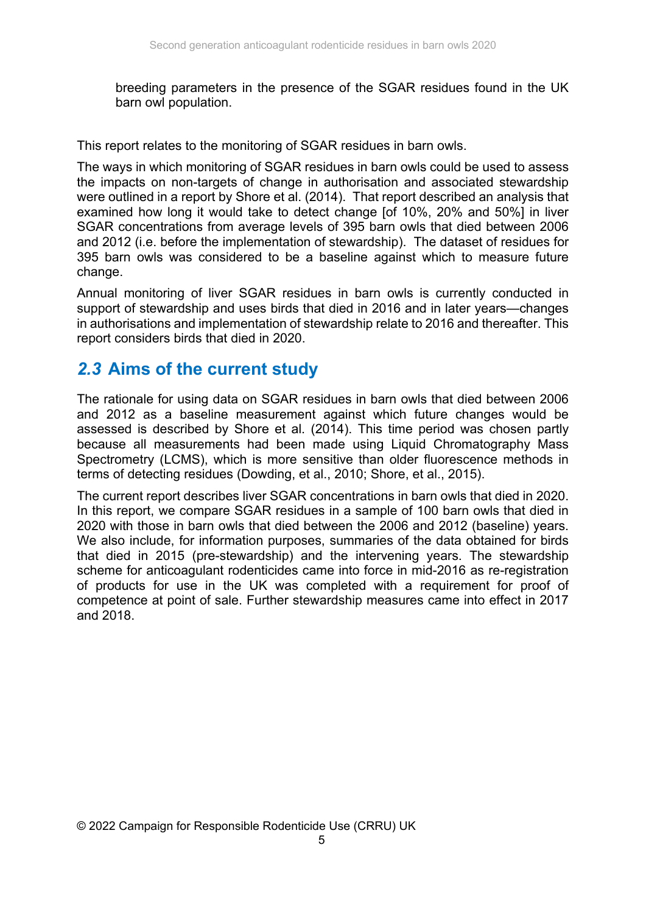breeding parameters in the presence of the SGAR residues found in the UK barn owl population.

This report relates to the monitoring of SGAR residues in barn owls.

The ways in which monitoring of SGAR residues in barn owls could be used to assess the impacts on non-targets of change in authorisation and associated stewardship were outlined in a report by Shore et al. (2014). That report described an analysis that examined how long it would take to detect change [of 10%, 20% and 50%] in liver SGAR concentrations from average levels of 395 barn owls that died between 2006 and 2012 (i.e. before the implementation of stewardship). The dataset of residues for 395 barn owls was considered to be a baseline against which to measure future change.

Annual monitoring of liver SGAR residues in barn owls is currently conducted in support of stewardship and uses birds that died in 2016 and in later years—changes in authorisations and implementation of stewardship relate to 2016 and thereafter. This report considers birds that died in 2020.

## *2.3* Aims of the current study

The rationale for using data on SGAR residues in barn owls that died between 2006 and 2012 as a baseline measurement against which future changes would be assessed is described by Shore et al. (2014). This time period was chosen partly because all measurements had been made using Liquid Chromatography Mass Spectrometry (LCMS), which is more sensitive than older fluorescence methods in terms of detecting residues (Dowding, et al., 2010; Shore, et al., 2015).

The current report describes liver SGAR concentrations in barn owls that died in 2020. In this report, we compare SGAR residues in a sample of 100 barn owls that died in 2020 with those in barn owls that died between the 2006 and 2012 (baseline) years. We also include, for information purposes, summaries of the data obtained for birds that died in 2015 (pre-stewardship) and the intervening years. The stewardship scheme for anticoagulant rodenticides came into force in mid-2016 as re-registration of products for use in the UK was completed with a requirement for proof of competence at point of sale. Further stewardship measures came into effect in 2017 and 2018.

© 2022 Campaign for Responsible Rodenticide Use (CRRU) UK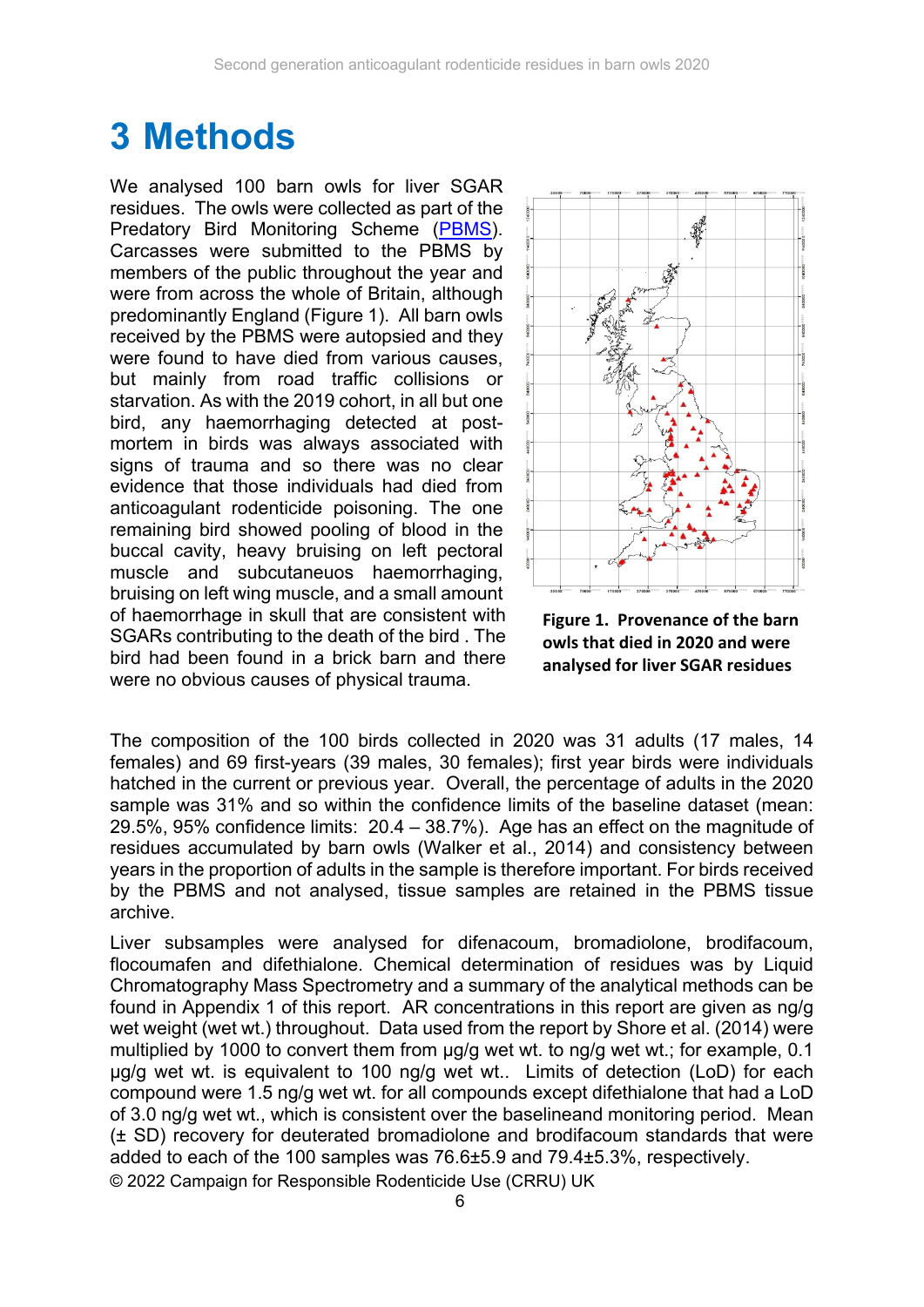# 3 Methods

We analysed 100 barn owls for liver SGAR residues. The owls were collected as part of the Predatory Bird Monitoring Scheme (PBMS). Carcasses were submitted to the PBMS by members of the public throughout the year and were from across the whole of Britain, although predominantly England (Figure 1). All barn owls received by the PBMS were autopsied and they were found to have died from various causes, but mainly from road traffic collisions or starvation. As with the 2019 cohort, in all but one bird, any haemorrhaging detected at post-mortem in birds was always associated with signs of trauma and so there was no clear evidence that those individuals had died from anticoagulant rodenticide poisoning. The one remaining bird showed pooling of blood in the buccal cavity, heavy bruising on left pectoral muscle and subcutaneuos haemorrhaging, bruising on left wing muscle, and a small amount of haemorrhage in skull that are consistent with SGARs contributing to the death of the bird . The bird had been found in a brick barn and there were no obvious causes of physical trauma.

**Figure 1. Provenance of the barn owls that died in 2020 and were analysed for liver SGAR residues**

The composition of the 100 birds collected in 2020 was 31 adults (17 males, 14 females) and 69 first-years (39 males, 30 females); first year birds were individuals hatched in the current or previous year. Overall, the percentage of adults in the 2020 sample was 31% and so within the confidence limits of the baseline dataset (mean: 29.5%, 95% confidence limits: 20.4 – 38.7%). Age has an effect on the magnitude of residues accumulated by barn owls (Walker et al., 2014) and consistency between years in the proportion of adults in the sample is therefore important. For birds received by the PBMS and not analysed, tissue samples are retained in the PBMS tissue archive.

Liver subsamples were analysed for difenacoum, bromadiolone, brodifacoum, flocoumafen and difethialone. Chemical determination of residues was by Liquid Chromatography Mass Spectrometry and a summary of the analytical methods can be found in Appendix 1 of this report. AR concentrations in this report are given as ng/g wet weight (wet wt.) throughout. Data used from the report by Shore et al. (2014) were multiplied by 1000 to convert them from µg/g wet wt. to ng/g wet wt.; for example, 0.1 µg/g wet wt. is equivalent to 100 ng/g wet wt.. Limits of detection (LoD) for each compound were 1.5 ng/g wet wt. for all compounds except difethialone that had a LoD of 3.0 ng/g wet wt., which is consistent over the baselineand monitoring period. Mean (± SD) recovery for deuterated bromadiolone and brodifacoum standards that were added to each of the 100 samples was 76.6±5.9 and 79.4±5.3%, respectively.

© 2022 Campaign for Responsible Rodenticide Use (CRRU) UK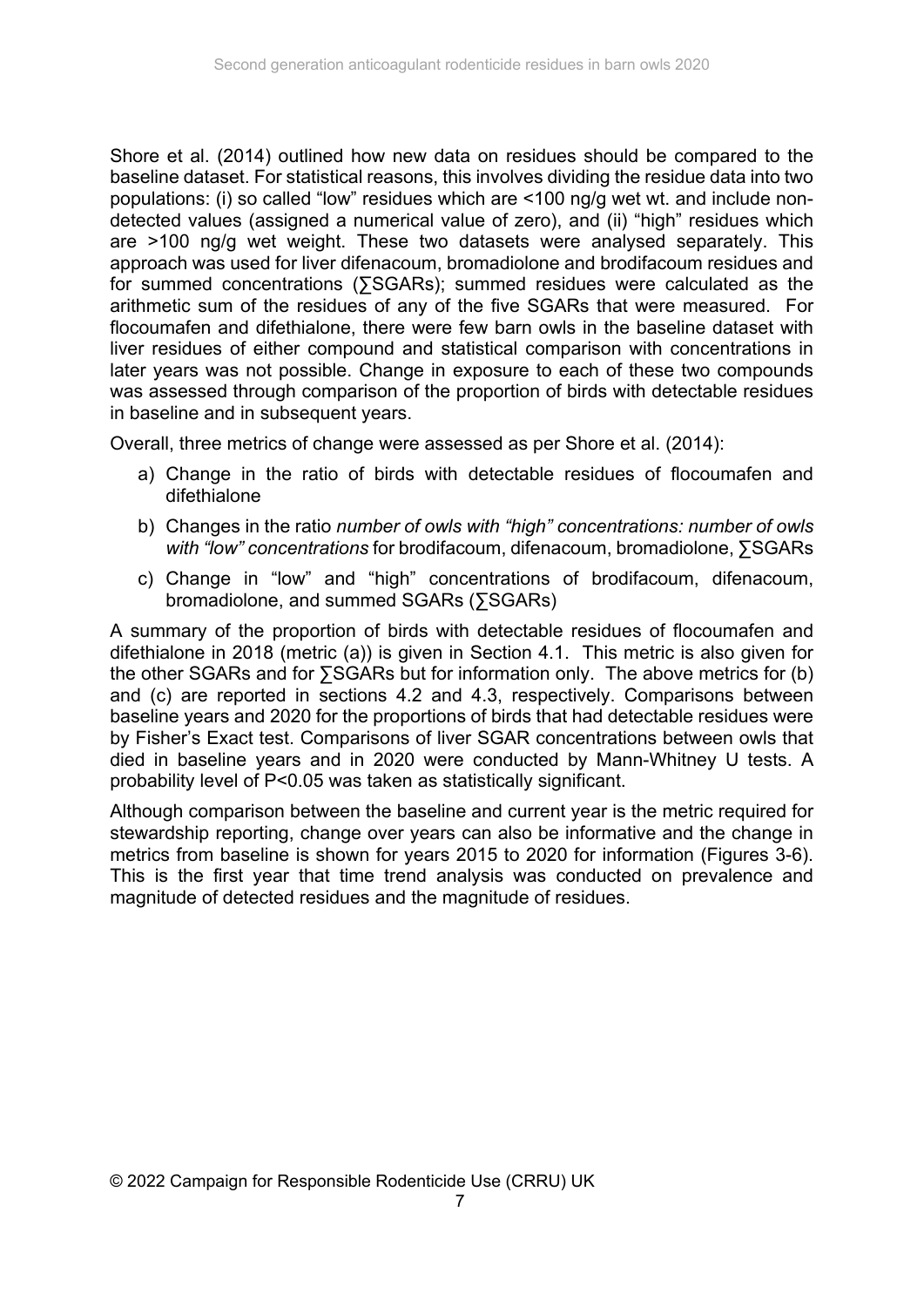Shore et al. (2014) outlined how new data on residues should be compared to the baseline dataset. For statistical reasons, this involves dividing the residue data into two populations: (i) so called "low" residues which are <100 ng/g wet wt. and include non-detected values (assigned a numerical value of zero), and (ii) "high" residues which are >100 ng/g wet weight. These two datasets were analysed separately. This approach was used for liver difenacoum, bromadiolone and brodifacoum residues and for summed concentrations (∑SGARs); summed residues were calculated as the arithmetic sum of the residues of any of the five SGARs that were measured. For flocoumafen and difethialone, there were few barn owls in the baseline dataset with liver residues of either compound and statistical comparison with concentrations in later years was not possible. Change in exposure to each of these two compounds was assessed through comparison of the proportion of birds with detectable residues in baseline and in subsequent years.

Overall, three metrics of change were assessed as per Shore et al. (2014):

a) Change in the ratio of birds with detectable residues of flocoumafen and difethialone
b) Changes in the ratio *number of owls with "high" concentrations: number of owls with "low" concentrations* for brodifacoum, difenacoum, bromadiolone, ∑SGARs
c) Change in "low" and "high" concentrations of brodifacoum, difenacoum, bromadiolone, and summed SGARs (∑SGARs)

A summary of the proportion of birds with detectable residues of flocoumafen and difethialone in 2018 (metric (a)) is given in Section 4.1. This metric is also given for the other SGARs and for ∑SGARs but for information only. The above metrics for (b) and (c) are reported in sections 4.2 and 4.3, respectively. Comparisons between baseline years and 2020 for the proportions of birds that had detectable residues were by Fisher's Exact test. Comparisons of liver SGAR concentrations between owls that died in baseline years and in 2020 were conducted by Mann-Whitney U tests. A probability level of $P<0.05$ was taken as statistically significant.

Although comparison between the baseline and current year is the metric required for stewardship reporting, change over years can also be informative and the change in metrics from baseline is shown for years 2015 to 2020 for information (Figures 3-6). This is the first year that time trend analysis was conducted on prevalence and magnitude of detected residues and the magnitude of residues.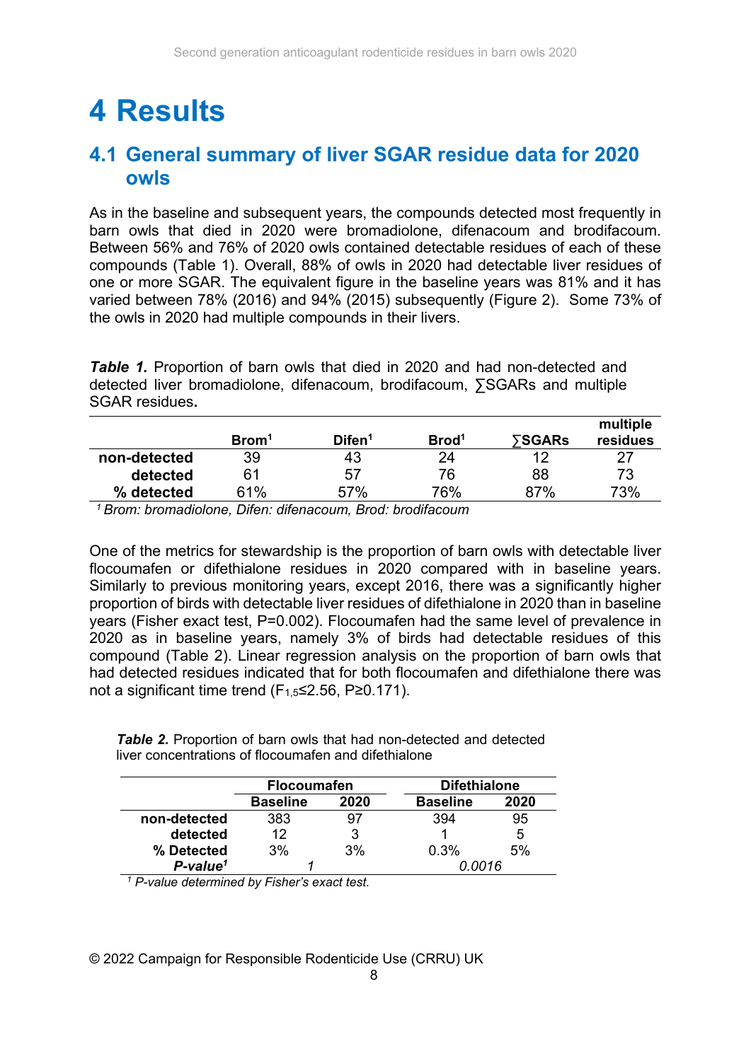# 4 Results

## 4.1 General summary of liver SGAR residue data for 2020 owls

As in the baseline and subsequent years, the compounds detected most frequently in barn owls that died in 2020 were bromadiolone, difenacoum and brodifacoum. Between 56% and 76% of 2020 owls contained detectable residues of each of these compounds (Table 1). Overall, 88% of owls in 2020 had detectable liver residues of one or more SGAR. The equivalent figure in the baseline years was 81% and it has varied between 78% (2016) and 94% (2015) subsequently (Figure 2). Some 73% of the owls in 2020 had multiple compounds in their livers.

***Table 1.*** Proportion of barn owls that died in 2020 and had non-detected and detected liver bromadiolone, difenacoum, brodifacoum, ∑SGARs and multiple SGAR residues**.**

| | Brom[1] | Difen[1] | Brod[1] | ∑SGARs | multiple residues |
|---|---|---|---|---|---|
| **non-detected** | 39 | 43 | 24 | 12 | 27 |
| **detected** | 61 | 57 | 76 | 88 | 73 |
| **% detected** | 61% | 57% | 76% | 87% | 73% |

[1] *Brom: bromadiolone, Difen: difenacoum, Brod: brodifacoum*

One of the metrics for stewardship is the proportion of barn owls with detectable liver flocoumafen or difethialone residues in 2020 compared with in baseline years. Similarly to previous monitoring years, except 2016, there was a significantly higher proportion of birds with detectable liver residues of difethialone in 2020 than in baseline years (Fisher exact test, P=0.002). Flocoumafen had the same level of prevalence in 2020 as in baseline years, namely 3% of birds had detectable residues of this compound (Table 2). Linear regression analysis on the proportion of barn owls that had detected residues indicated that for both flocoumafen and difethialone there was not a significant time trend ($F_{1,5} \leq 2.56$, $P \geq 0.171$).

***Table 2.*** Proportion of barn owls that had non-detected and detected liver concentrations of flocoumafen and difethialone

| | Flocoumafen | | Difethialone | |
|---|---|---|---|---|
| | **Baseline** | **2020** | **Baseline** | **2020** |
| **non-detected** | 383 | 97 | 394 | 95 |
| **detected** | 12 | 3 | 1 | 5 |
| **% Detected** | 3% | 3% | 0.3% | 5% |
| ***P-value*[1]** | *1* | | *0.0016* | |

[1] *P-value determined by Fisher's exact test.*

© 2022 Campaign for Responsible Rodenticide Use (CRRU) UK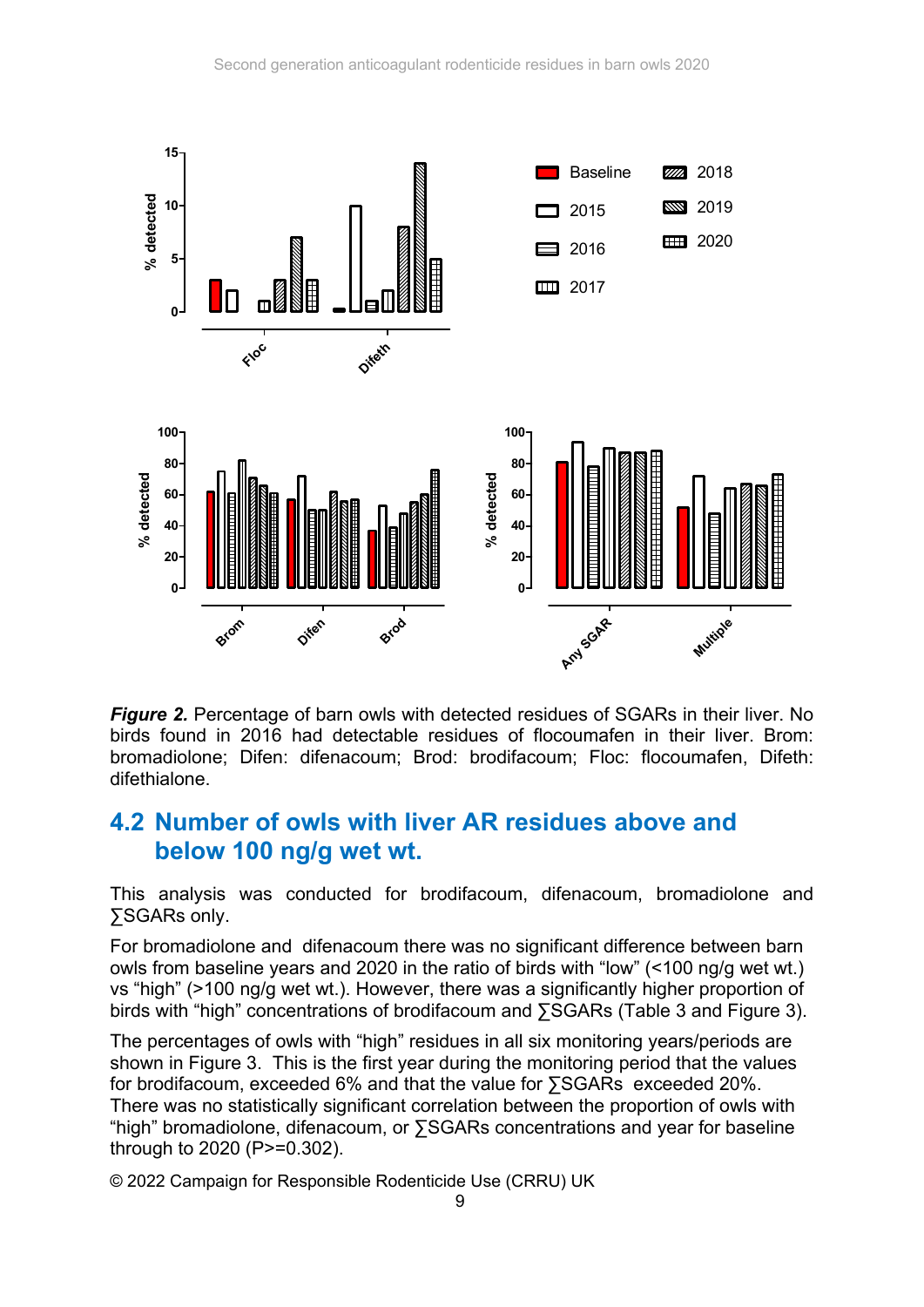**_Figure 2._** Percentage of barn owls with detected residues of SGARs in their liver. No birds found in 2016 had detectable residues of flocoumafen in their liver. Brom: bromadiolone; Difen: difenacoum; Brod: brodifacoum; Floc: flocoumafen, Difeth: difethialone.

## 4.2 Number of owls with liver AR residues above and below 100 ng/g wet wt.

This analysis was conducted for brodifacoum, difenacoum, bromadiolone and ∑SGARs only.

For bromadiolone and difenacoum there was no significant difference between barn owls from baseline years and 2020 in the ratio of birds with “low” (<100 ng/g wet wt.) vs “high” (>100 ng/g wet wt.). However, there was a significantly higher proportion of birds with “high” concentrations of brodifacoum and ∑SGARs (Table 3 and Figure 3).

The percentages of owls with “high” residues in all six monitoring years/periods are shown in Figure 3. This is the first year during the monitoring period that the values for brodifacoum, exceeded 6% and that the value for ∑SGARs exceeded 20%. There was no statistically significant correlation between the proportion of owls with “high” bromadiolone, difenacoum, or ∑SGARs concentrations and year for baseline through to 2020 (P>=0.302).

© 2022 Campaign for Responsible Rodenticide Use (CRRU) UK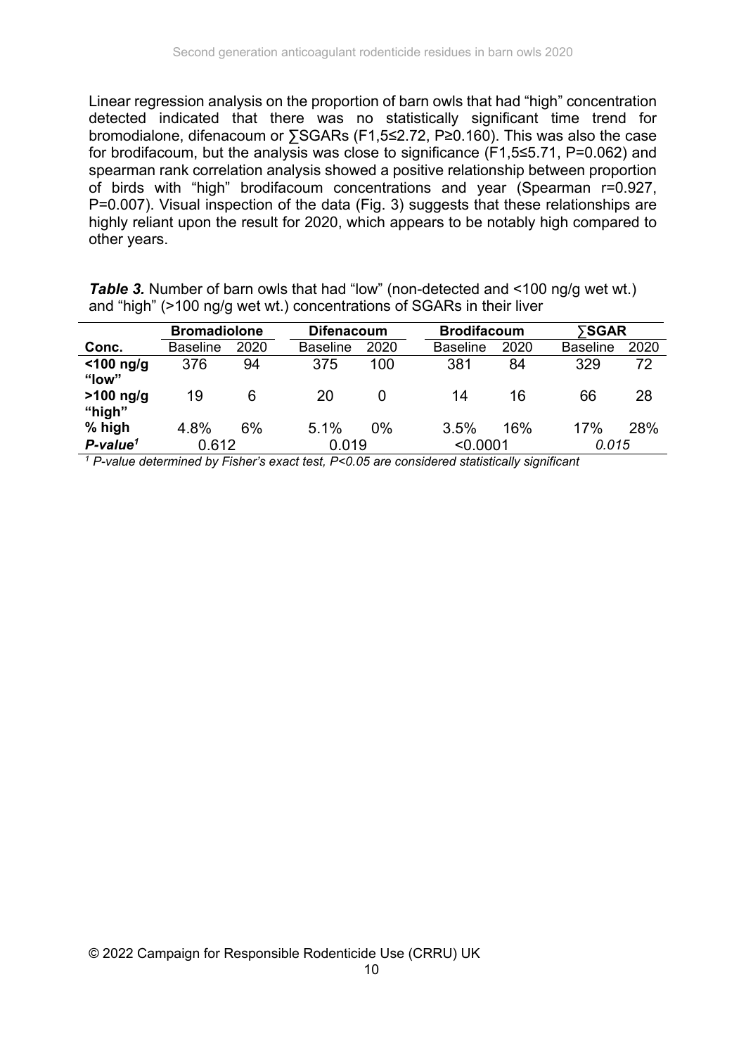Linear regression analysis on the proportion of barn owls that had "high" concentration detected indicated that there was no statistically significant time trend for bromodialone, difenacoum or ∑SGARs ($F_{1,5} \leq 2.72$, $P \geq 0.160$). This was also the case for brodifacoum, but the analysis was close to significance ($F_{1,5} \leq 5.71$, $P=0.062$) and spearman rank correlation analysis showed a positive relationship between proportion of birds with "high" brodifacoum concentrations and year (Spearman $r=0.927$, $P=0.007$). Visual inspection of the data (Fig. 3) suggests that these relationships are highly reliant upon the result for 2020, which appears to be notably high compared to other years.

***Table 3.*** Number of barn owls that had "low" (non-detected and <100 ng/g wet wt.) and "high" (>100 ng/g wet wt.) concentrations of SGARs in their liver

| | **Bromadiolone** | | **Difenacoum** | | **Brodifacoum** | | **∑SGAR** | |
|---|---|---|---|---|---|---|---|---|
| **Conc.** | Baseline | 2020 | Baseline | 2020 | Baseline | 2020 | Baseline | 2020 |
| **<100 ng/g "low"** | 376 | 94 | 375 | 100 | 381 | 84 | 329 | 72 |
| **>100 ng/g "high"** | 19 | 6 | 20 | 0 | 14 | 16 | 66 | 28 |
| **% high** | 4.8% | 6% | 5.1% | 0% | 3.5% | 16% | 17% | 28% |
| ***P-value*[1]** | 0.612 | | 0.019 | | <0.0001 | | *0.015* | |

*[1] P-value determined by Fisher's exact test, P<0.05 are considered statistically significant*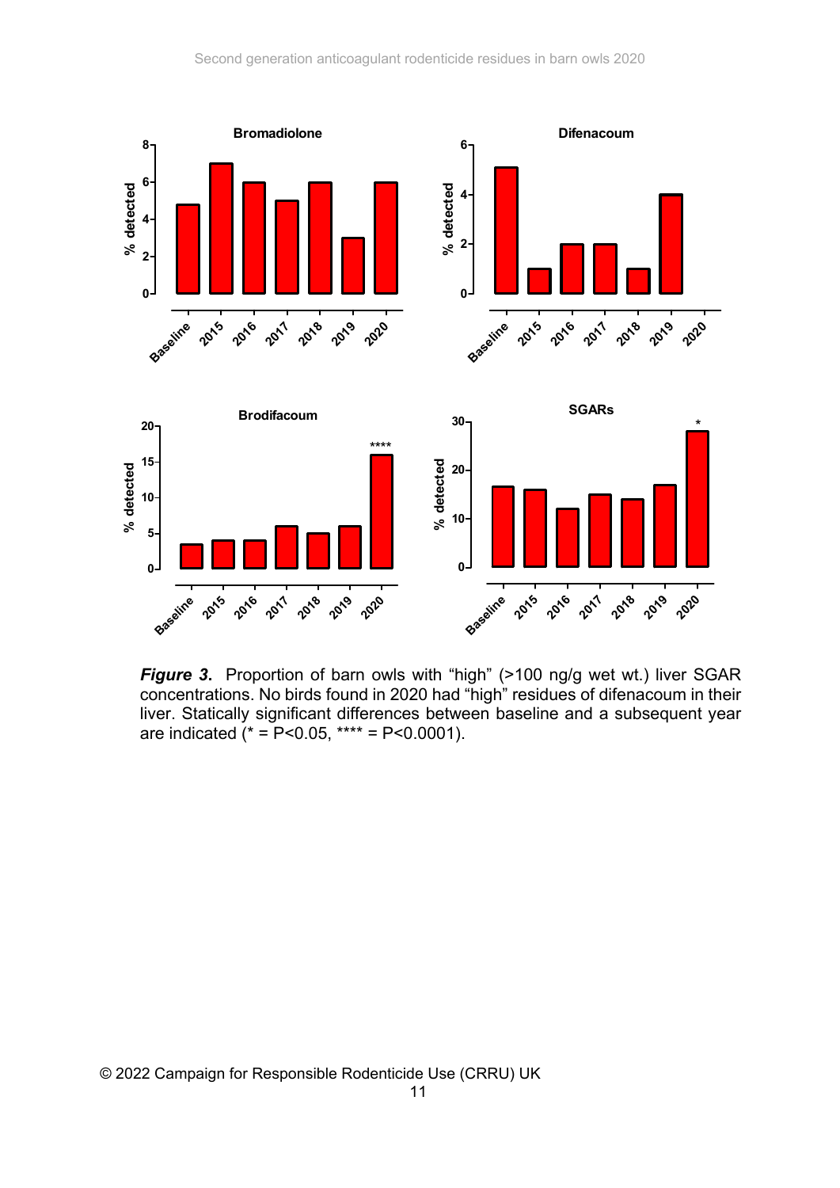*Figure 3*. Proportion of barn owls with “high” (>100 ng/g wet wt.) liver SGAR concentrations. No birds found in 2020 had “high” residues of difenacoum in their liver. Statically significant differences between baseline and a subsequent year are indicated (* = P<0.05, **** = P<0.0001).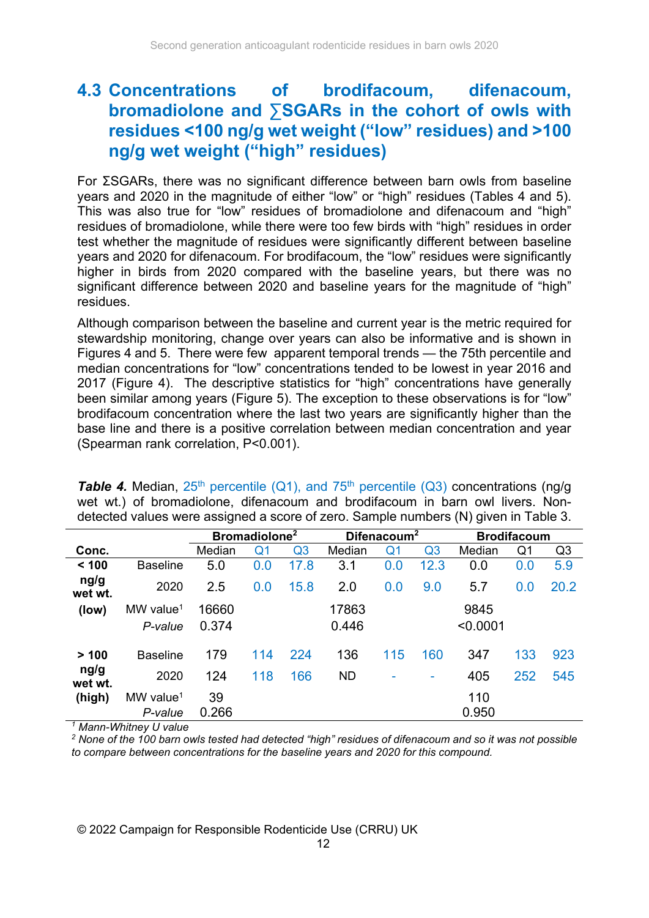## 4.3 Concentrations of brodifacoum, difenacoum, bromadiolone and ∑SGARs in the cohort of owls with residues <100 ng/g wet weight (“low” residues) and >100 ng/g wet weight (“high” residues)

For ΣSGARs, there was no significant difference between barn owls from baseline years and 2020 in the magnitude of either “low” or “high” residues (Tables 4 and 5). This was also true for “low” residues of bromadiolone and difenacoum and “high” residues of bromadiolone, while there were too few birds with “high” residues in order test whether the magnitude of residues were significantly different between baseline years and 2020 for difenacoum. For brodifacoum, the “low” residues were significantly higher in birds from 2020 compared with the baseline years, but there was no significant difference between 2020 and baseline years for the magnitude of “high” residues.

Although comparison between the baseline and current year is the metric required for stewardship monitoring, change over years can also be informative and is shown in Figures 4 and 5. There were few apparent temporal trends — the 75th percentile and median concentrations for “low” concentrations tended to be lowest in year 2016 and 2017 (Figure 4). The descriptive statistics for “high” concentrations have generally been similar among years (Figure 5). The exception to these observations is for “low” brodifacoum concentration where the last two years are significantly higher than the base line and there is a positive correlation between median concentration and year (Spearman rank correlation, P<0.001).

***Table 4.*** Median, 25th percentile (Q1), and 75th percentile (Q3) concentrations (ng/g wet wt.) of bromadiolone, difenacoum and brodifacoum in barn owl livers. Non-detected values were assigned a score of zero. Sample numbers (N) given in Table 3.

| | | **Bromadiolone**[2] | | | **Difenacoum**[2] | | | **Brodifacoum** | | |
|---|---|---|---|---|---|---|---|---|---|---|
| **Conc.** | | Median | Q1 | Q3 | Median | Q1 | Q3 | Median | Q1 | Q3 |
| **< 100 ng/g wet wt. (low)** | Baseline | 5.0 | 0.0 | 17.8 | 3.1 | 0.0 | 12.3 | 0.0 | 0.0 | 5.9 |
| | 2020 | 2.5 | 0.0 | 15.8 | 2.0 | 0.0 | 9.0 | 5.7 | 0.0 | 20.2 |
| | MW value[1] | 16660 | | | 17863 | | | 9845 | | |
| | *P-value* | 0.374 | | | 0.446 | | | <0.0001 | | |
| **> 100 ng/g wet wt. (high)** | Baseline | 179 | 114 | 224 | 136 | 115 | 160 | 347 | 133 | 923 |
| | 2020 | 124 | 118 | 166 | ND | - | - | 405 | 252 | 545 |
| | MW value[1] | 39 | | | | | | 110 | | |
| | *P-value* | 0.266 | | | | | | 0.950 | | |

*[1] Mann-Whitney U value*

*[2] None of the 100 barn owls tested had detected “high” residues of difenacoum and so it was not possible to compare between concentrations for the baseline years and 2020 for this compound.*

© 2022 Campaign for Responsible Rodenticide Use (CRRU) UK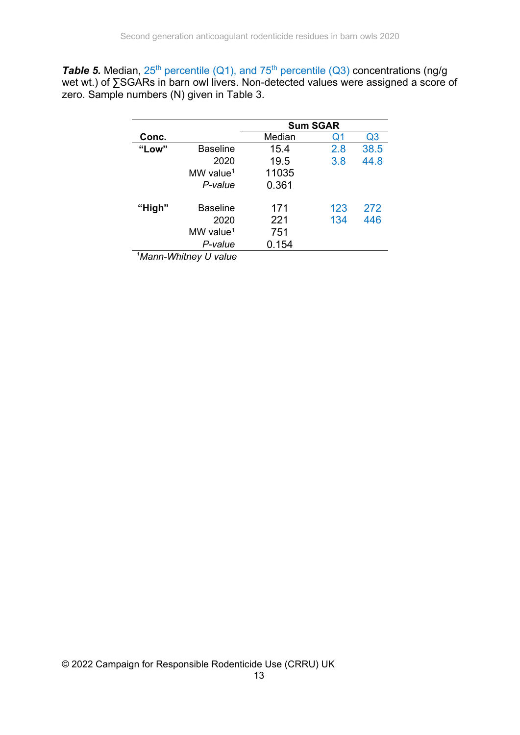***Table 5.*** Median, 25th percentile (Q1), and 75th percentile (Q3) concentrations (ng/g wet wt.) of ∑SGARs in barn owl livers. Non-detected values were assigned a score of zero. Sample numbers (N) given in Table 3.

| Conc. | | Sum SGAR | | |
|---|---|---|---|---|
| | | Median | Q1 | Q3 |
| **"Low"** | Baseline | 15.4 | 2.8 | 38.5 |
| | 2020 | 19.5 | 3.8 | 44.8 |
| | MW value[1] | 11035 | | |
| | *P-value* | 0.361 | | |
| **"High"** | Baseline | 171 | 123 | 272 |
| | 2020 | 221 | 134 | 446 |
| | MW value[1] | 751 | | |
| | *P-value* | 0.154 | | |

[1]*Mann-Whitney U value*

© 2022 Campaign for Responsible Rodenticide Use (CRRU) UK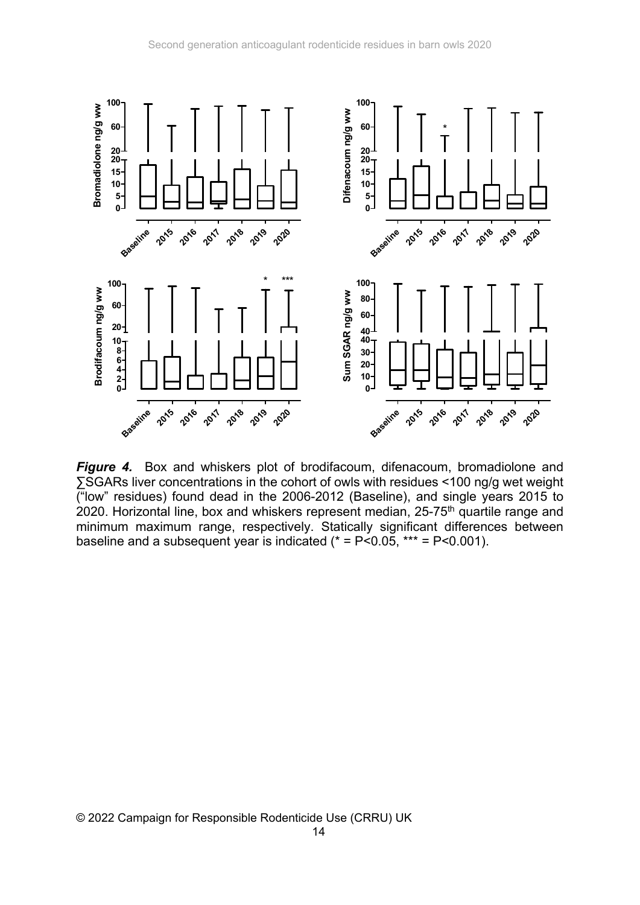***Figure 4.*** Box and whiskers plot of brodifacoum, difenacoum, bromadiolone and ∑SGARs liver concentrations in the cohort of owls with residues <100 ng/g wet weight ("low" residues) found dead in the 2006-2012 (Baseline), and single years 2015 to 2020. Horizontal line, box and whiskers represent median, 25-75[th] quartile range and minimum maximum range, respectively. Statically significant differences between baseline and a subsequent year is indicated (* = P<0.05, *** = P<0.001).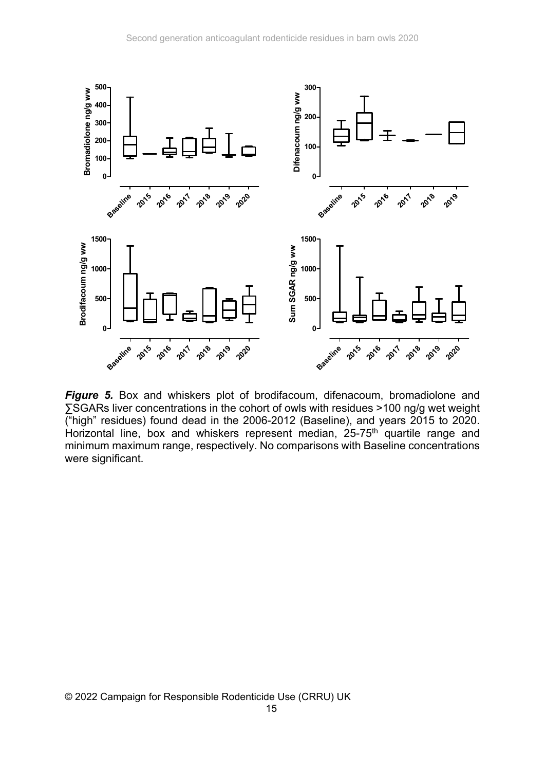***Figure 5.*** Box and whiskers plot of brodifacoum, difenacoum, bromadiolone and ∑SGARs liver concentrations in the cohort of owls with residues >100 ng/g wet weight ("high" residues) found dead in the 2006-2012 (Baseline), and years 2015 to 2020. Horizontal line, box and whiskers represent median, 25-75[th] quartile range and minimum maximum range, respectively. No comparisons with Baseline concentrations were significant.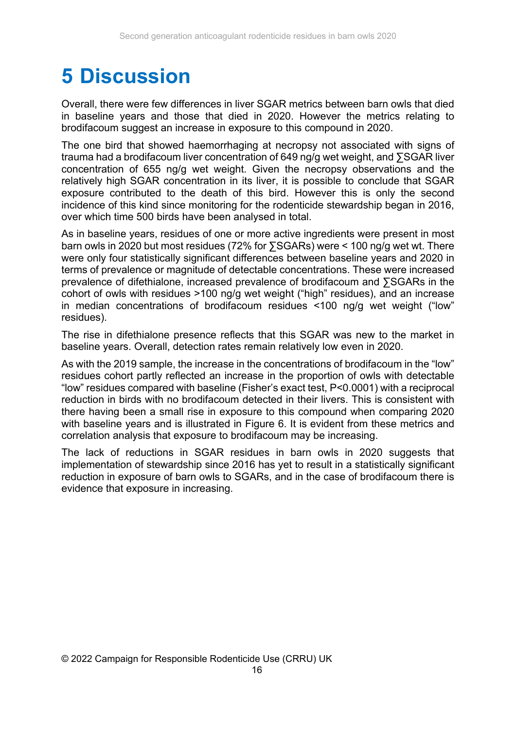# 5 Discussion

Overall, there were few differences in liver SGAR metrics between barn owls that died in baseline years and those that died in 2020. However the metrics relating to brodifacoum suggest an increase in exposure to this compound in 2020.

The one bird that showed haemorrhaging at necropsy not associated with signs of trauma had a brodifacoum liver concentration of 649 ng/g wet weight, and ∑SGAR liver concentration of 655 ng/g wet weight. Given the necropsy observations and the relatively high SGAR concentration in its liver, it is possible to conclude that SGAR exposure contributed to the death of this bird. However this is only the second incidence of this kind since monitoring for the rodenticide stewardship began in 2016, over which time 500 birds have been analysed in total.

As in baseline years, residues of one or more active ingredients were present in most barn owls in 2020 but most residues (72% for ∑SGARs) were < 100 ng/g wet wt. There were only four statistically significant differences between baseline years and 2020 in terms of prevalence or magnitude of detectable concentrations. These were increased prevalence of difethialone, increased prevalence of brodifacoum and ∑SGARs in the cohort of owls with residues >100 ng/g wet weight ("high" residues), and an increase in median concentrations of brodifacoum residues <100 ng/g wet weight ("low" residues).

The rise in difethialone presence reflects that this SGAR was new to the market in baseline years. Overall, detection rates remain relatively low even in 2020.

As with the 2019 sample, the increase in the concentrations of brodifacoum in the "low" residues cohort partly reflected an increase in the proportion of owls with detectable "low" residues compared with baseline (Fisher's exact test, $P<0.0001$) with a reciprocal reduction in birds with no brodifacoum detected in their livers. This is consistent with there having been a small rise in exposure to this compound when comparing 2020 with baseline years and is illustrated in Figure 6. It is evident from these metrics and correlation analysis that exposure to brodifacoum may be increasing.

The lack of reductions in SGAR residues in barn owls in 2020 suggests that implementation of stewardship since 2016 has yet to result in a statistically significant reduction in exposure of barn owls to SGARs, and in the case of brodifacoum there is evidence that exposure in increasing.

© 2022 Campaign for Responsible Rodenticide Use (CRRU) UK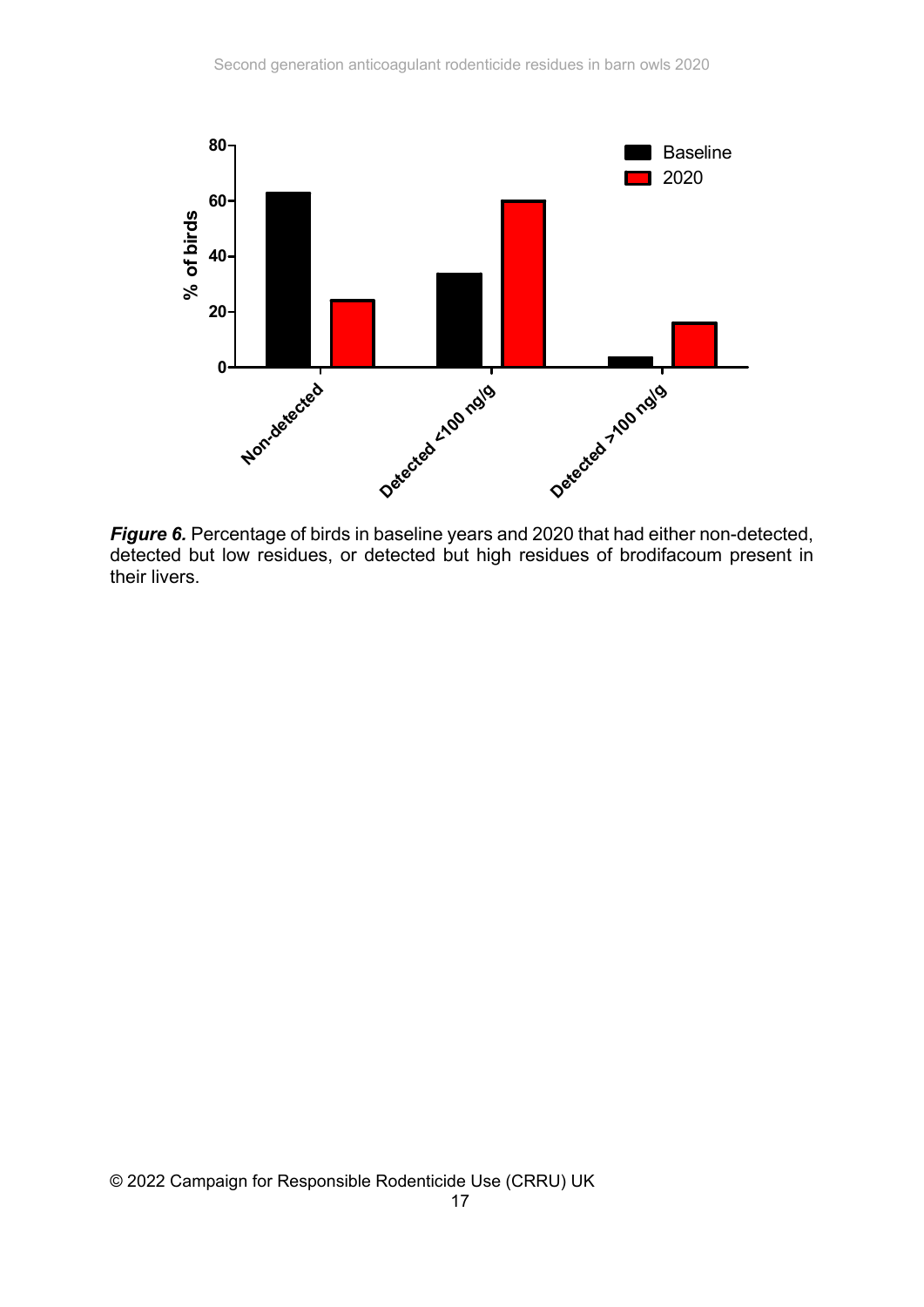***Figure 6.*** Percentage of birds in baseline years and 2020 that had either non-detected, detected but low residues, or detected but high residues of brodifacoum present in their livers.

© 2022 Campaign for Responsible Rodenticide Use (CRRU) UK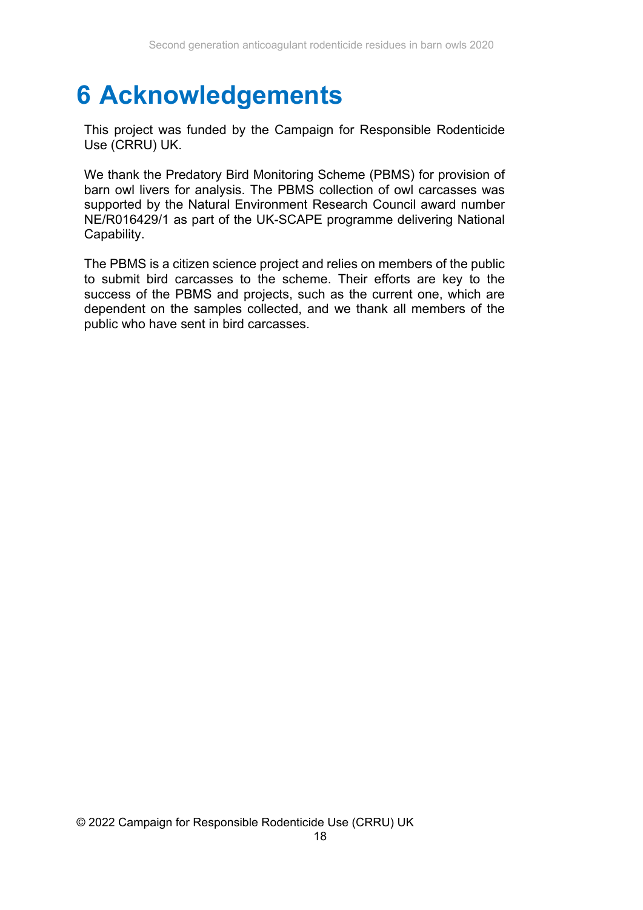# 6 Acknowledgements

This project was funded by the Campaign for Responsible Rodenticide Use (CRRU) UK.

We thank the Predatory Bird Monitoring Scheme (PBMS) for provision of barn owl livers for analysis. The PBMS collection of owl carcasses was supported by the Natural Environment Research Council award number NE/R016429/1 as part of the UK-SCAPE programme delivering National Capability.

The PBMS is a citizen science project and relies on members of the public to submit bird carcasses to the scheme. Their efforts are key to the success of the PBMS and projects, such as the current one, which are dependent on the samples collected, and we thank all members of the public who have sent in bird carcasses.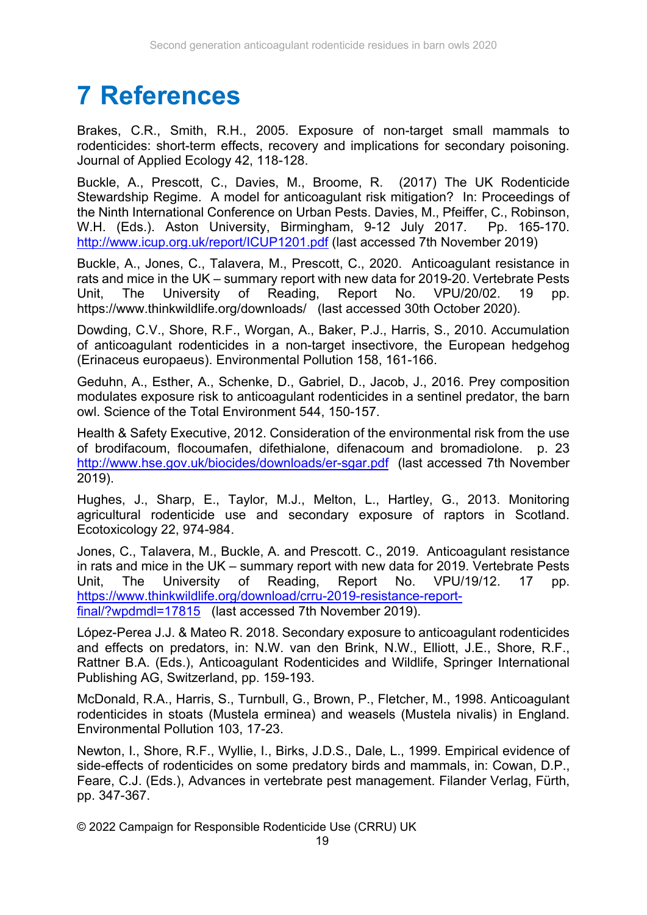# 7 References

Brakes, C.R., Smith, R.H., 2005. Exposure of non-target small mammals to rodenticides: short-term effects, recovery and implications for secondary poisoning. Journal of Applied Ecology 42, 118-128.

Buckle, A., Prescott, C., Davies, M., Broome, R. (2017) The UK Rodenticide Stewardship Regime. A model for anticoagulant risk mitigation? In: Proceedings of the Ninth International Conference on Urban Pests. Davies, M., Pfeiffer, C., Robinson, W.H. (Eds.). Aston University, Birmingham, 9-12 July 2017. Pp. 165-170. http://www.icup.org.uk/report/ICUP1201.pdf (last accessed 7th November 2019)

Buckle, A., Jones, C., Talavera, M., Prescott, C., 2020. Anticoagulant resistance in rats and mice in the UK – summary report with new data for 2019-20. Vertebrate Pests Unit, The University of Reading, Report No. VPU/20/02. 19 pp. https://www.thinkwildlife.org/downloads/ (last accessed 30th October 2020).

Dowding, C.V., Shore, R.F., Worgan, A., Baker, P.J., Harris, S., 2010. Accumulation of anticoagulant rodenticides in a non-target insectivore, the European hedgehog (Erinaceus europaeus). Environmental Pollution 158, 161-166.

Geduhn, A., Esther, A., Schenke, D., Gabriel, D., Jacob, J., 2016. Prey composition modulates exposure risk to anticoagulant rodenticides in a sentinel predator, the barn owl. Science of the Total Environment 544, 150-157.

Health & Safety Executive, 2012. Consideration of the environmental risk from the use of brodifacoum, flocoumafen, difethialone, difenacoum and bromadiolone. p. 23 http://www.hse.gov.uk/biocides/downloads/er-sgar.pdf (last accessed 7th November 2019).

Hughes, J., Sharp, E., Taylor, M.J., Melton, L., Hartley, G., 2013. Monitoring agricultural rodenticide use and secondary exposure of raptors in Scotland. Ecotoxicology 22, 974-984.

Jones, C., Talavera, M., Buckle, A. and Prescott. C., 2019. Anticoagulant resistance in rats and mice in the UK – summary report with new data for 2019. Vertebrate Pests Unit, The University of Reading, Report No. VPU/19/12. 17 pp. https://www.thinkwildlife.org/download/crru-2019-resistance-report-final/?wpdmdl=17815 (last accessed 7th November 2019).

López-Perea J.J. & Mateo R. 2018. Secondary exposure to anticoagulant rodenticides and effects on predators, in: N.W. van den Brink, N.W., Elliott, J.E., Shore, R.F., Rattner B.A. (Eds.), Anticoagulant Rodenticides and Wildlife, Springer International Publishing AG, Switzerland, pp. 159-193.

McDonald, R.A., Harris, S., Turnbull, G., Brown, P., Fletcher, M., 1998. Anticoagulant rodenticides in stoats (Mustela erminea) and weasels (Mustela nivalis) in England. Environmental Pollution 103, 17-23.

Newton, I., Shore, R.F., Wyllie, I., Birks, J.D.S., Dale, L., 1999. Empirical evidence of side-effects of rodenticides on some predatory birds and mammals, in: Cowan, D.P., Feare, C.J. (Eds.), Advances in vertebrate pest management. Filander Verlag, Fürth, pp. 347-367.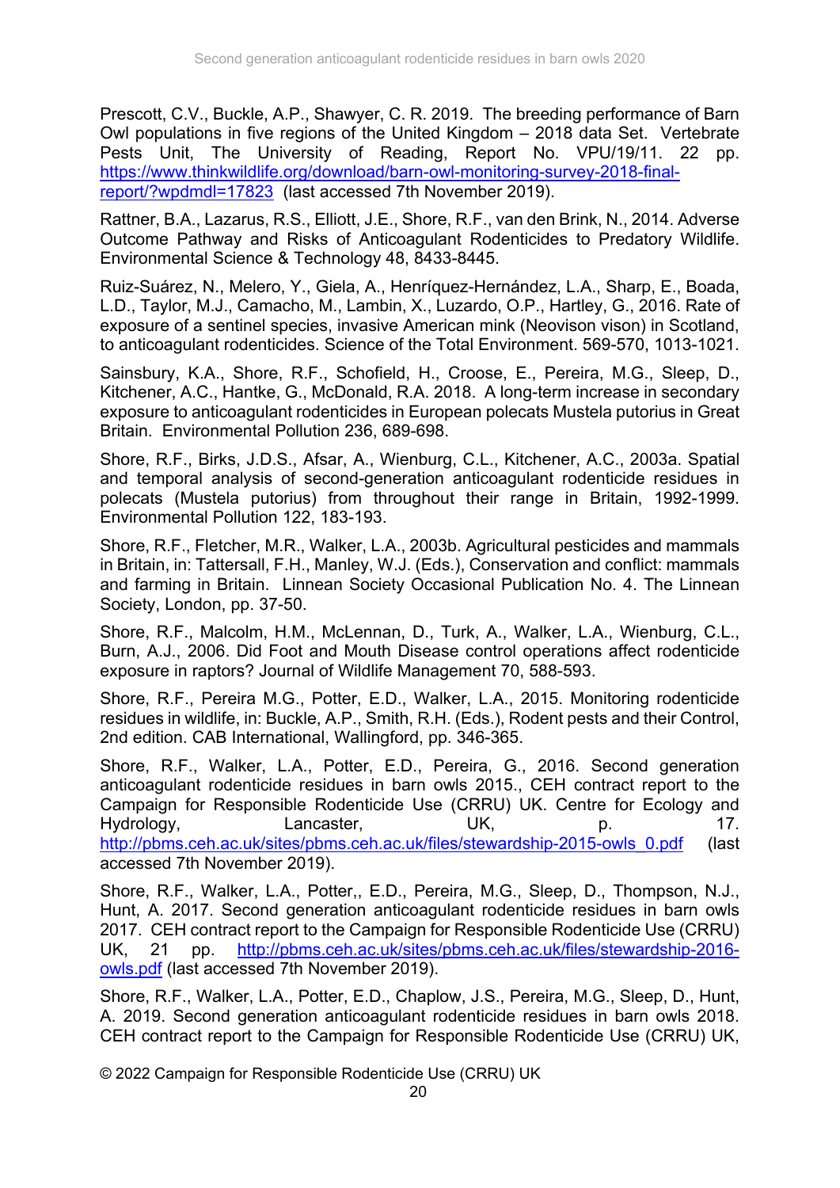Prescott, C.V., Buckle, A.P., Shawyer, C. R. 2019. The breeding performance of Barn Owl populations in five regions of the United Kingdom – 2018 data Set. Vertebrate Pests Unit, The University of Reading, Report No. VPU/19/11. 22 pp. [https://www.thinkwildlife.org/download/barn-owl-monitoring-survey-2018-final-report/?wpdmdl=17823](https://www.thinkwildlife.org/download/barn-owl-monitoring-survey-2018-final-report/?wpdmdl=17823) (last accessed 7th November 2019).

Rattner, B.A., Lazarus, R.S., Elliott, J.E., Shore, R.F., van den Brink, N., 2014. Adverse Outcome Pathway and Risks of Anticoagulant Rodenticides to Predatory Wildlife. Environmental Science & Technology 48, 8433-8445.

Ruiz-Suárez, N., Melero, Y., Giela, A., Henríquez-Hernández, L.A., Sharp, E., Boada, L.D., Taylor, M.J., Camacho, M., Lambin, X., Luzardo, O.P., Hartley, G., 2016. Rate of exposure of a sentinel species, invasive American mink (Neovison vison) in Scotland, to anticoagulant rodenticides. Science of the Total Environment. 569-570, 1013-1021.

Sainsbury, K.A., Shore, R.F., Schofield, H., Croose, E., Pereira, M.G., Sleep, D., Kitchener, A.C., Hantke, G., McDonald, R.A. 2018. A long-term increase in secondary exposure to anticoagulant rodenticides in European polecats Mustela putorius in Great Britain. Environmental Pollution 236, 689-698.

Shore, R.F., Birks, J.D.S., Afsar, A., Wienburg, C.L., Kitchener, A.C., 2003a. Spatial and temporal analysis of second-generation anticoagulant rodenticide residues in polecats (Mustela putorius) from throughout their range in Britain, 1992-1999. Environmental Pollution 122, 183-193.

Shore, R.F., Fletcher, M.R., Walker, L.A., 2003b. Agricultural pesticides and mammals in Britain, in: Tattersall, F.H., Manley, W.J. (Eds.), Conservation and conflict: mammals and farming in Britain. Linnean Society Occasional Publication No. 4. The Linnean Society, London, pp. 37-50.

Shore, R.F., Malcolm, H.M., McLennan, D., Turk, A., Walker, L.A., Wienburg, C.L., Burn, A.J., 2006. Did Foot and Mouth Disease control operations affect rodenticide exposure in raptors? Journal of Wildlife Management 70, 588-593.

Shore, R.F., Pereira M.G., Potter, E.D., Walker, L.A., 2015. Monitoring rodenticide residues in wildlife, in: Buckle, A.P., Smith, R.H. (Eds.), Rodent pests and their Control, 2nd edition. CAB International, Wallingford, pp. 346-365.

Shore, R.F., Walker, L.A., Potter, E.D., Pereira, G., 2016. Second generation anticoagulant rodenticide residues in barn owls 2015., CEH contract report to the Campaign for Responsible Rodenticide Use (CRRU) UK. Centre for Ecology and Hydrology, Lancaster, UK, p. 17. [http://pbms.ceh.ac.uk/sites/pbms.ceh.ac.uk/files/stewardship-2015-owls_0.pdf](http://pbms.ceh.ac.uk/sites/pbms.ceh.ac.uk/files/stewardship-2015-owls_0.pdf) (last accessed 7th November 2019).

Shore, R.F., Walker, L.A., Potter,, E.D., Pereira, M.G., Sleep, D., Thompson, N.J., Hunt, A. 2017. Second generation anticoagulant rodenticide residues in barn owls 2017. CEH contract report to the Campaign for Responsible Rodenticide Use (CRRU) UK, 21 pp. [http://pbms.ceh.ac.uk/sites/pbms.ceh.ac.uk/files/stewardship-2016-owls.pdf](http://pbms.ceh.ac.uk/sites/pbms.ceh.ac.uk/files/stewardship-2016-owls.pdf) (last accessed 7th November 2019).

Shore, R.F., Walker, L.A., Potter, E.D., Chaplow, J.S., Pereira, M.G., Sleep, D., Hunt, A. 2019. Second generation anticoagulant rodenticide residues in barn owls 2018. CEH contract report to the Campaign for Responsible Rodenticide Use (CRRU) UK,

© 2022 Campaign for Responsible Rodenticide Use (CRRU) UK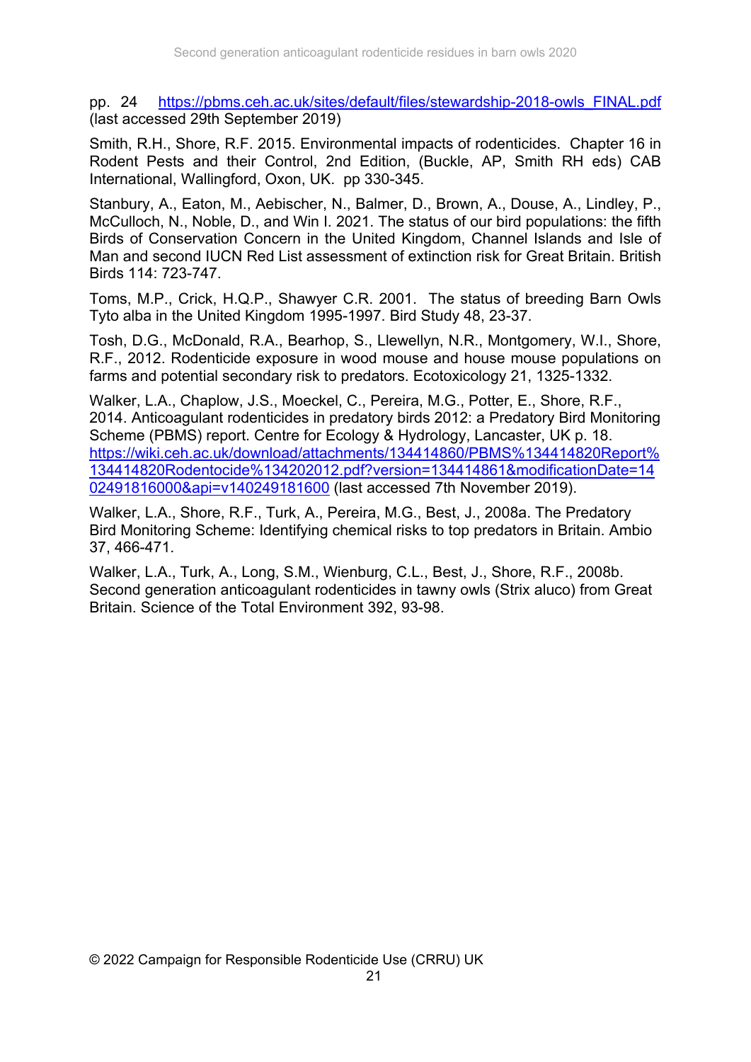pp. 24 https://pbms.ceh.ac.uk/sites/default/files/stewardship-2018-owls_FINAL.pdf (last accessed 29th September 2019)

Smith, R.H., Shore, R.F. 2015. Environmental impacts of rodenticides. Chapter 16 in Rodent Pests and their Control, 2nd Edition, (Buckle, AP, Smith RH eds) CAB International, Wallingford, Oxon, UK. pp 330-345.

Stanbury, A., Eaton, M., Aebischer, N., Balmer, D., Brown, A., Douse, A., Lindley, P., McCulloch, N., Noble, D., and Win I. 2021. The status of our bird populations: the fifth Birds of Conservation Concern in the United Kingdom, Channel Islands and Isle of Man and second IUCN Red List assessment of extinction risk for Great Britain. British Birds 114: 723-747.

Toms, M.P., Crick, H.Q.P., Shawyer C.R. 2001. The status of breeding Barn Owls Tyto alba in the United Kingdom 1995-1997. Bird Study 48, 23-37.

Tosh, D.G., McDonald, R.A., Bearhop, S., Llewellyn, N.R., Montgomery, W.I., Shore, R.F., 2012. Rodenticide exposure in wood mouse and house mouse populations on farms and potential secondary risk to predators. Ecotoxicology 21, 1325-1332.

Walker, L.A., Chaplow, J.S., Moeckel, C., Pereira, M.G., Potter, E., Shore, R.F., 2014. Anticoagulant rodenticides in predatory birds 2012: a Predatory Bird Monitoring Scheme (PBMS) report. Centre for Ecology & Hydrology, Lancaster, UK p. 18. https://wiki.ceh.ac.uk/download/attachments/134414860/PBMS%134414820Report%134414820Rodentocide%134202012.pdf?version=134414861&modificationDate=1402491816000&api=v140249181600 (last accessed 7th November 2019).

Walker, L.A., Shore, R.F., Turk, A., Pereira, M.G., Best, J., 2008a. The Predatory Bird Monitoring Scheme: Identifying chemical risks to top predators in Britain. Ambio 37, 466-471.

Walker, L.A., Turk, A., Long, S.M., Wienburg, C.L., Best, J., Shore, R.F., 2008b. Second generation anticoagulant rodenticides in tawny owls (Strix aluco) from Great Britain. Science of the Total Environment 392, 93-98.

© 2022 Campaign for Responsible Rodenticide Use (CRRU) UK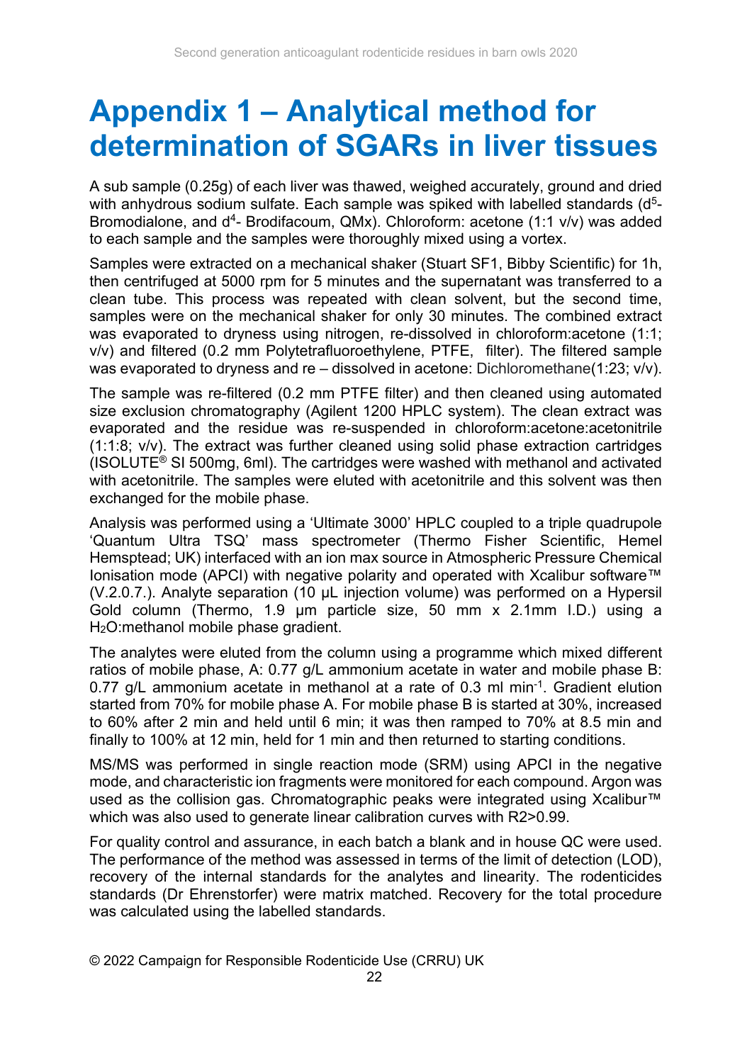# Appendix 1 – Analytical method for determination of SGARs in liver tissues

A sub sample (0.25g) of each liver was thawed, weighed accurately, ground and dried with anhydrous sodium sulfate. Each sample was spiked with labelled standards ($d^5$-Bromodialone, and $d^4$- Brodifacoum, QMx). Chloroform: acetone (1:1 v/v) was added to each sample and the samples were thoroughly mixed using a vortex.

Samples were extracted on a mechanical shaker (Stuart SF1, Bibby Scientific) for 1h, then centrifuged at 5000 rpm for 5 minutes and the supernatant was transferred to a clean tube. This process was repeated with clean solvent, but the second time, samples were on the mechanical shaker for only 30 minutes. The combined extract was evaporated to dryness using nitrogen, re-dissolved in chloroform:acetone (1:1; v/v) and filtered (0.2 mm Polytetrafluoroethylene, PTFE, filter). The filtered sample was evaporated to dryness and re – dissolved in acetone: Dichloromethane(1:23; v/v).

The sample was re-filtered (0.2 mm PTFE filter) and then cleaned using automated size exclusion chromatography (Agilent 1200 HPLC system). The clean extract was evaporated and the residue was re-suspended in chloroform:acetone:acetonitrile (1:1:8; v/v). The extract was further cleaned using solid phase extraction cartridges (ISOLUTE® SI 500mg, 6ml). The cartridges were washed with methanol and activated with acetonitrile. The samples were eluted with acetonitrile and this solvent was then exchanged for the mobile phase.

Analysis was performed using a 'Ultimate 3000' HPLC coupled to a triple quadrupole 'Quantum Ultra TSQ' mass spectrometer (Thermo Fisher Scientific, Hemel Hemsptead; UK) interfaced with an ion max source in Atmospheric Pressure Chemical Ionisation mode (APCI) with negative polarity and operated with Xcalibur software™ (V.2.0.7.). Analyte separation (10 µL injection volume) was performed on a Hypersil Gold column (Thermo, 1.9 µm particle size, 50 mm x 2.1mm I.D.) using a $H_2O$:methanol mobile phase gradient.

The analytes were eluted from the column using a programme which mixed different ratios of mobile phase, A: 0.77 g/L ammonium acetate in water and mobile phase B: 0.77 g/L ammonium acetate in methanol at a rate of 0.3 ml $min^{-1}$. Gradient elution started from 70% for mobile phase A. For mobile phase B is started at 30%, increased to 60% after 2 min and held until 6 min; it was then ramped to 70% at 8.5 min and finally to 100% at 12 min, held for 1 min and then returned to starting conditions.

MS/MS was performed in single reaction mode (SRM) using APCI in the negative mode, and characteristic ion fragments were monitored for each compound. Argon was used as the collision gas. Chromatographic peaks were integrated using Xcalibur™ which was also used to generate linear calibration curves with R2>0.99.

For quality control and assurance, in each batch a blank and in house QC were used. The performance of the method was assessed in terms of the limit of detection (LOD), recovery of the internal standards for the analytes and linearity. The rodenticides standards (Dr Ehrenstorfer) were matrix matched. Recovery for the total procedure was calculated using the labelled standards.

© 2022 Campaign for Responsible Rodenticide Use (CRRU) UK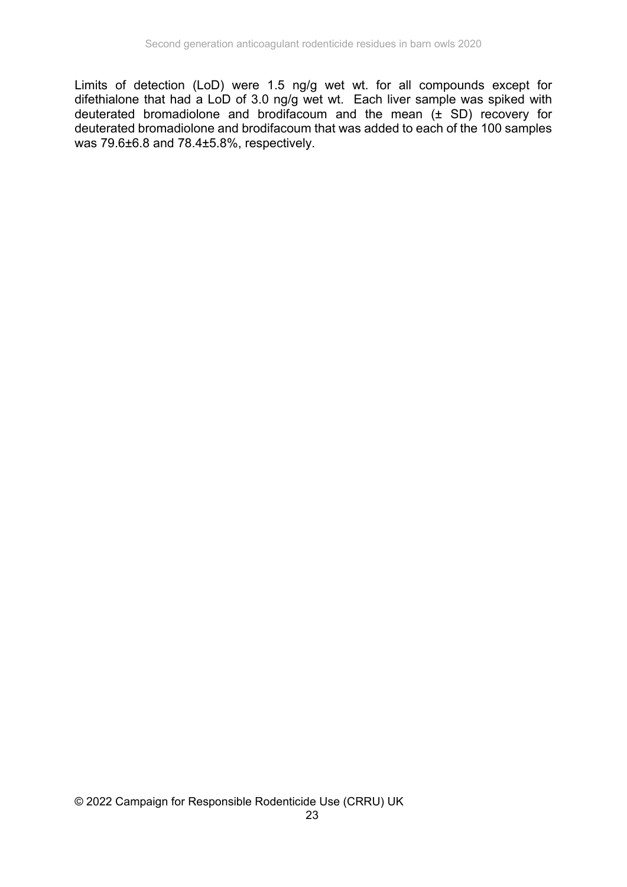Limits of detection (LoD) were 1.5 ng/g wet wt. for all compounds except for difethialone that had a LoD of 3.0 ng/g wet wt. Each liver sample was spiked with deuterated bromadiolone and brodifacoum and the mean (± SD) recovery for deuterated bromadiolone and brodifacoum that was added to each of the 100 samples was 79.6±6.8 and 78.4±5.8%, respectively.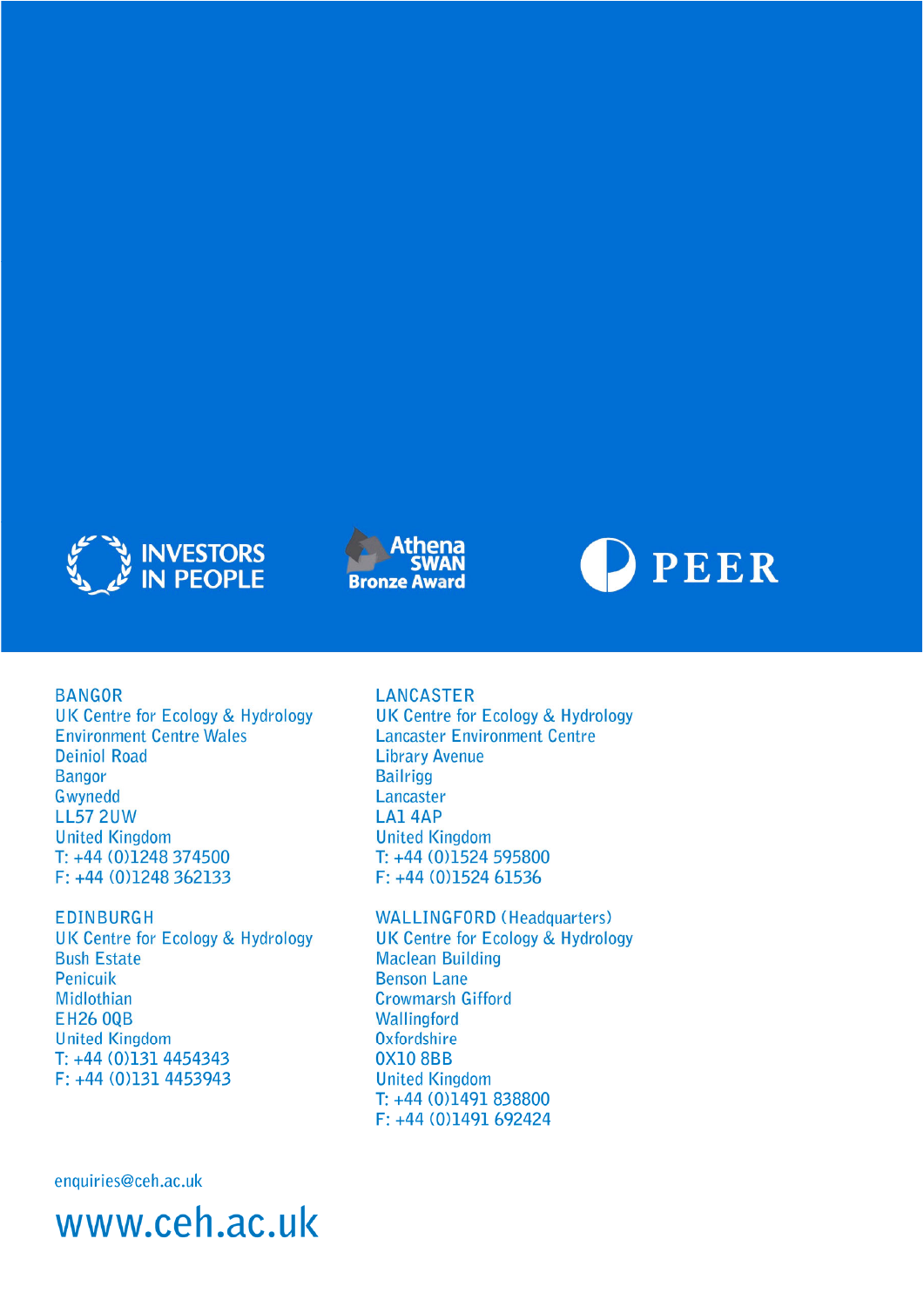INVESTORS IN PEOPLE

Athena SWAN Bronze Award

PEER

BANGOR
UK Centre for Ecology & Hydrology
Environment Centre Wales
Deiniol Road
Bangor
Gwynedd
LL57 2UW
United Kingdom
T: +44 (0)1248 374500
F: +44 (0)1248 362133

EDINBURGH
UK Centre for Ecology & Hydrology
Bush Estate
Penicuik
Midlothian
EH26 0QB
United Kingdom
T: +44 (0)131 4454343
F: +44 (0)131 4453943

LANCASTER
UK Centre for Ecology & Hydrology
Lancaster Environment Centre
Library Avenue
Bailrigg
Lancaster
LA1 4AP
United Kingdom
T: +44 (0)1524 595800
F: +44 (0)1524 61536

WALLINGFORD (Headquarters)
UK Centre for Ecology & Hydrology
Maclean Building
Benson Lane
Crowmarsh Gifford
Wallingford
Oxfordshire
OX10 8BB
United Kingdom
T: +44 (0)1491 838800
F: +44 (0)1491 692424

enquiries@ceh.ac.uk

www.ceh.ac.uk